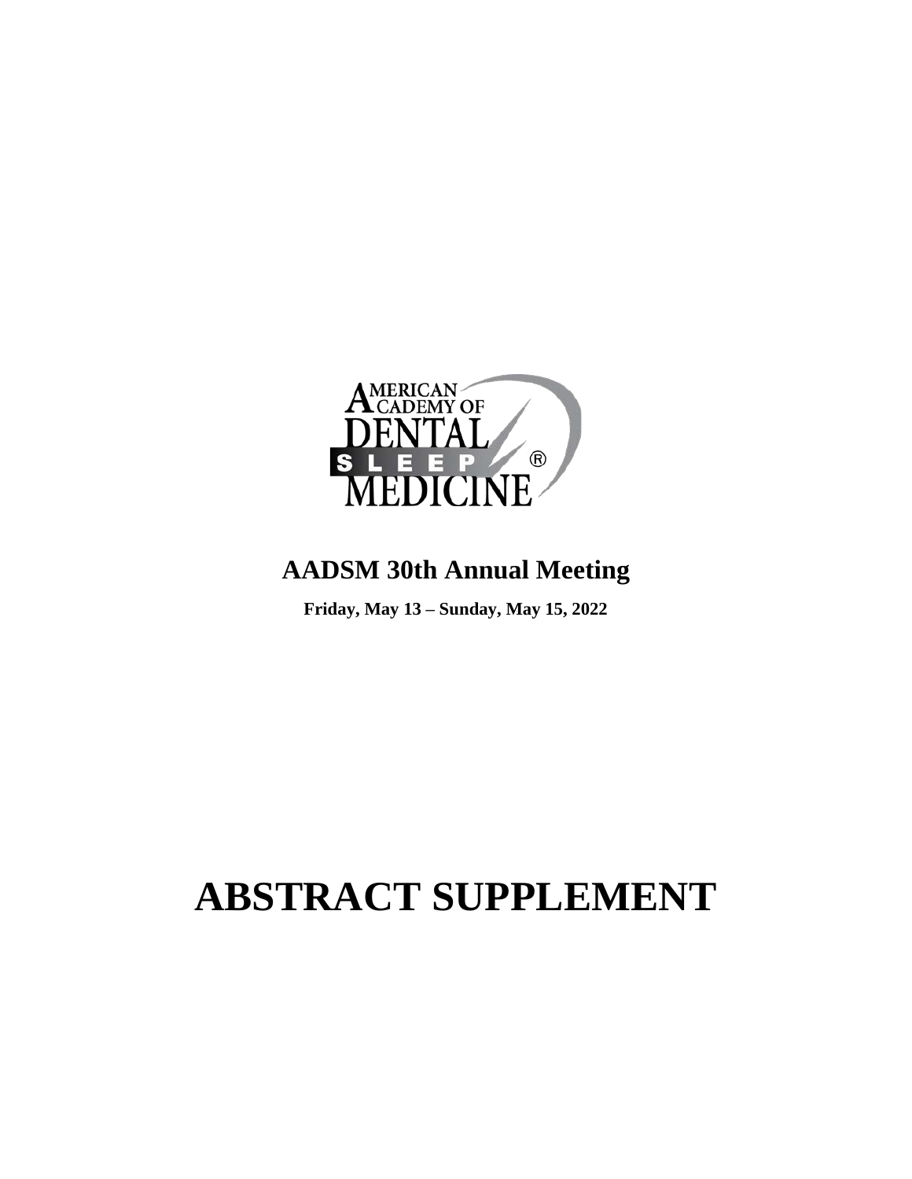AMERICAN ACADEMY OF DENTAL SLEEP MEDICINE®

## AADSM 30th Annual Meeting

**Friday, May 13 – Sunday, May 15, 2022**

# ABSTRACT SUPPLEMENT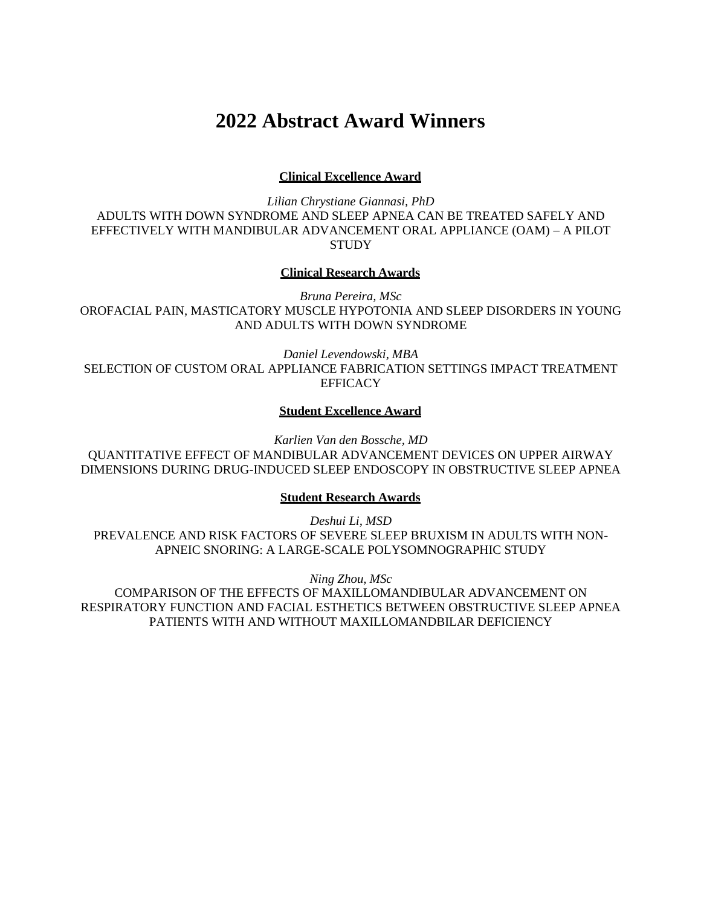# 2022 Abstract Award Winners

**Clinical Excellence Award**

*Lilian Chrystiane Giannasi, PhD*
ADULTS WITH DOWN SYNDROME AND SLEEP APNEA CAN BE TREATED SAFELY AND EFFECTIVELY WITH MANDIBULAR ADVANCEMENT ORAL APPLIANCE (OAM) – A PILOT STUDY

**Clinical Research Awards**

*Bruna Pereira, MSc*
OROFACIAL PAIN, MASTICATORY MUSCLE HYPOTONIA AND SLEEP DISORDERS IN YOUNG AND ADULTS WITH DOWN SYNDROME

*Daniel Levendowski, MBA*
SELECTION OF CUSTOM ORAL APPLIANCE FABRICATION SETTINGS IMPACT TREATMENT EFFICACY

**Student Excellence Award**

*Karlien Van den Bossche, MD*
QUANTITATIVE EFFECT OF MANDIBULAR ADVANCEMENT DEVICES ON UPPER AIRWAY DIMENSIONS DURING DRUG-INDUCED SLEEP ENDOSCOPY IN OBSTRUCTIVE SLEEP APNEA

**Student Research Awards**

*Deshui Li, MSD*
PREVALENCE AND RISK FACTORS OF SEVERE SLEEP BRUXISM IN ADULTS WITH NON-APNEIC SNORING: A LARGE-SCALE POLYSOMNOGRAPHIC STUDY

*Ning Zhou, MSc*
COMPARISON OF THE EFFECTS OF MAXILLOMANDIBULAR ADVANCEMENT ON RESPIRATORY FUNCTION AND FACIAL ESTHETICS BETWEEN OBSTRUCTIVE SLEEP APNEA PATIENTS WITH AND WITHOUT MAXILLOMANDBILAR DEFICIENCY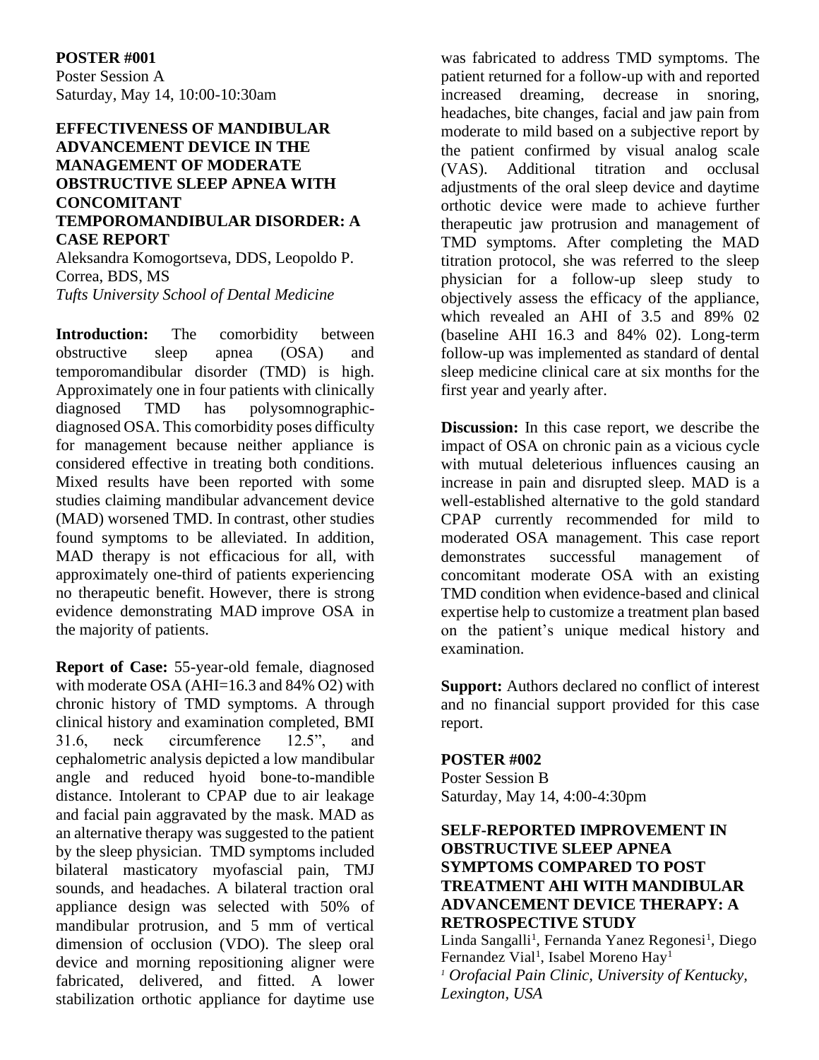**POSTER #001**
Poster Session A
Saturday, May 14, 10:00-10:30am

## EFFECTIVENESS OF MANDIBULAR ADVANCEMENT DEVICE IN THE MANAGEMENT OF MODERATE OBSTRUCTIVE SLEEP APNEA WITH CONCOMITANT TEMPOROMANDIBULAR DISORDER: A CASE REPORT

Aleksandra Komogortseva, DDS, Leopoldo P. Correa, BDS, MS
*Tufts University School of Dental Medicine*

**Introduction:** The comorbidity between obstructive sleep apnea (OSA) and temporomandibular disorder (TMD) is high. Approximately one in four patients with clinically diagnosed TMD has polysomnographic-diagnosed OSA. This comorbidity poses difficulty for management because neither appliance is considered effective in treating both conditions. Mixed results have been reported with some studies claiming mandibular advancement device (MAD) worsened TMD. In contrast, other studies found symptoms to be alleviated. In addition, MAD therapy is not efficacious for all, with approximately one-third of patients experiencing no therapeutic benefit. However, there is strong evidence demonstrating MAD improve OSA in the majority of patients.

**Report of Case:** 55-year-old female, diagnosed with moderate OSA (AHI=16.3 and 84% O2) with chronic history of TMD symptoms. A through clinical history and examination completed, BMI 31.6, neck circumference 12.5", and cephalometric analysis depicted a low mandibular angle and reduced hyoid bone-to-mandible distance. Intolerant to CPAP due to air leakage and facial pain aggravated by the mask. MAD as an alternative therapy was suggested to the patient by the sleep physician. TMD symptoms included bilateral masticatory myofascial pain, TMJ sounds, and headaches. A bilateral traction oral appliance design was selected with 50% of mandibular protrusion, and 5 mm of vertical dimension of occlusion (VDO). The sleep oral device and morning repositioning aligner were fabricated, delivered, and fitted. A lower stabilization orthotic appliance for daytime use was fabricated to address TMD symptoms. The patient returned for a follow-up with and reported increased dreaming, decrease in snoring, headaches, bite changes, facial and jaw pain from moderate to mild based on a subjective report by the patient confirmed by visual analog scale (VAS). Additional titration and occlusal adjustments of the oral sleep device and daytime orthotic device were made to achieve further therapeutic jaw protrusion and management of TMD symptoms. After completing the MAD titration protocol, she was referred to the sleep physician for a follow-up sleep study to objectively assess the efficacy of the appliance, which revealed an AHI of 3.5 and 89% 02 (baseline AHI 16.3 and 84% 02). Long-term follow-up was implemented as standard of dental sleep medicine clinical care at six months for the first year and yearly after.

**Discussion:** In this case report, we describe the impact of OSA on chronic pain as a vicious cycle with mutual deleterious influences causing an increase in pain and disrupted sleep. MAD is a well-established alternative to the gold standard CPAP currently recommended for mild to moderated OSA management. This case report demonstrates successful management of concomitant moderate OSA with an existing TMD condition when evidence-based and clinical expertise help to customize a treatment plan based on the patient's unique medical history and examination.

**Support:** Authors declared no conflict of interest and no financial support provided for this case report.

**POSTER #002**
Poster Session B
Saturday, May 14, 4:00-4:30pm

## SELF-REPORTED IMPROVEMENT IN OBSTRUCTIVE SLEEP APNEA SYMPTOMS COMPARED TO POST TREATMENT AHI WITH MANDIBULAR ADVANCEMENT DEVICE THERAPY: A RETROSPECTIVE STUDY

Linda Sangalli[1], Fernanda Yanez Regonesi[1], Diego Fernandez Vial[1], Isabel Moreno Hay[1]
*[1] Orofacial Pain Clinic, University of Kentucky, Lexington, USA*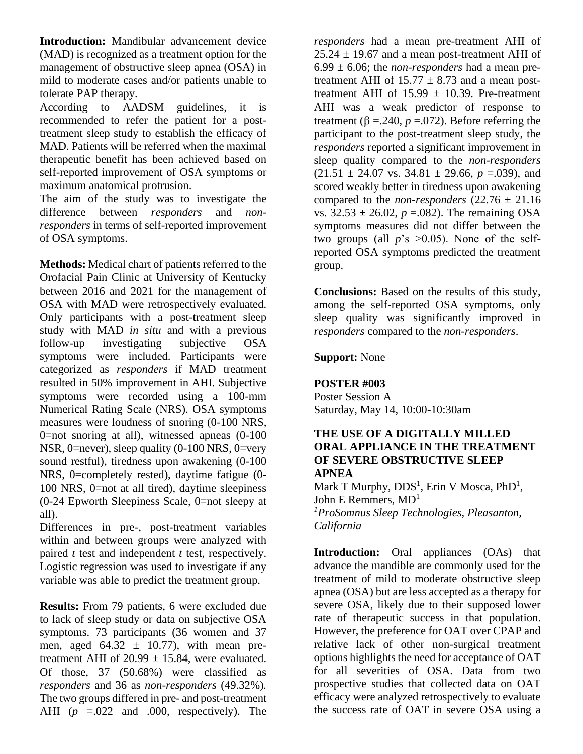**Introduction:** Mandibular advancement device (MAD) is recognized as a treatment option for the management of obstructive sleep apnea (OSA) in mild to moderate cases and/or patients unable to tolerate PAP therapy.

According to AADSM guidelines, it is recommended to refer the patient for a post-treatment sleep study to establish the efficacy of MAD. Patients will be referred when the maximal therapeutic benefit has been achieved based on self-reported improvement of OSA symptoms or maximum anatomical protrusion.

The aim of the study was to investigate the difference between *responders* and *non-responders* in terms of self-reported improvement of OSA symptoms.

**Methods:** Medical chart of patients referred to the Orofacial Pain Clinic at University of Kentucky between 2016 and 2021 for the management of OSA with MAD were retrospectively evaluated. Only participants with a post-treatment sleep study with MAD *in situ* and with a previous follow-up investigating subjective OSA symptoms were included. Participants were categorized as *responders* if MAD treatment resulted in 50% improvement in AHI. Subjective symptoms were recorded using a 100-mm Numerical Rating Scale (NRS). OSA symptoms measures were loudness of snoring (0-100 NRS, 0=not snoring at all), witnessed apneas (0-100 NSR, 0=never), sleep quality (0-100 NRS, 0=very sound restful), tiredness upon awakening (0-100 NRS, 0=completely rested), daytime fatigue (0-100 NRS, 0=not at all tired), daytime sleepiness (0-24 Epworth Sleepiness Scale, 0=not sleepy at all).

Differences in pre-, post-treatment variables within and between groups were analyzed with paired *t* test and independent *t* test, respectively. Logistic regression was used to investigate if any variable was able to predict the treatment group.

**Results:** From 79 patients, 6 were excluded due to lack of sleep study or data on subjective OSA symptoms. 73 participants (36 women and 37 men, aged $64.32 \pm 10.77$), with mean pre-treatment AHI of $20.99 \pm 15.84$, were evaluated. Of those, 37 (50.68%) were classified as *responders* and 36 as *non-responders* (49.32%). The two groups differed in pre- and post-treatment AHI ($p$ =.022 and .000, respectively). The *responders* had a mean pre-treatment AHI of $25.24 \pm 19.67$ and a mean post-treatment AHI of $6.99 \pm 6.06$; the *non-responders* had a mean pre-treatment AHI of $15.77 \pm 8.73$ and a mean post-treatment AHI of $15.99 \pm 10.39$. Pre-treatment AHI was a weak predictor of response to treatment ($\beta$ =.240, $p$ =.072). Before referring the participant to the post-treatment sleep study, the *responders* reported a significant improvement in sleep quality compared to the *non-responders* ($21.51 \pm 24.07$ vs. $34.81 \pm 29.66$, $p$ =.039), and scored weakly better in tiredness upon awakening compared to the *non-responders* ($22.76 \pm 21.16$ vs. $32.53 \pm 26.02$, $p$ =.082). The remaining OSA symptoms measures did not differ between the two groups (all $p$'s >0.05). None of the self-reported OSA symptoms predicted the treatment group.

**Conclusions:** Based on the results of this study, among the self-reported OSA symptoms, only sleep quality was significantly improved in *responders* compared to the *non-responders*.

**Support:** None

**POSTER #003**
Poster Session A
Saturday, May 14, 10:00-10:30am

### THE USE OF A DIGITALLY MILLED ORAL APPLIANCE IN THE TREATMENT OF SEVERE OBSTRUCTIVE SLEEP APNEA

Mark T Murphy, DDS[1], Erin V Mosca, PhD[1], John E Remmers, MD[1]

[1]*ProSomnus Sleep Technologies, Pleasanton, California*

**Introduction:** Oral appliances (OAs) that advance the mandible are commonly used for the treatment of mild to moderate obstructive sleep apnea (OSA) but are less accepted as a therapy for severe OSA, likely due to their supposed lower rate of therapeutic success in that population. However, the preference for OAT over CPAP and relative lack of other non-surgical treatment options highlights the need for acceptance of OAT for all severities of OSA. Data from two prospective studies that collected data on OAT efficacy were analyzed retrospectively to evaluate the success rate of OAT in severe OSA using a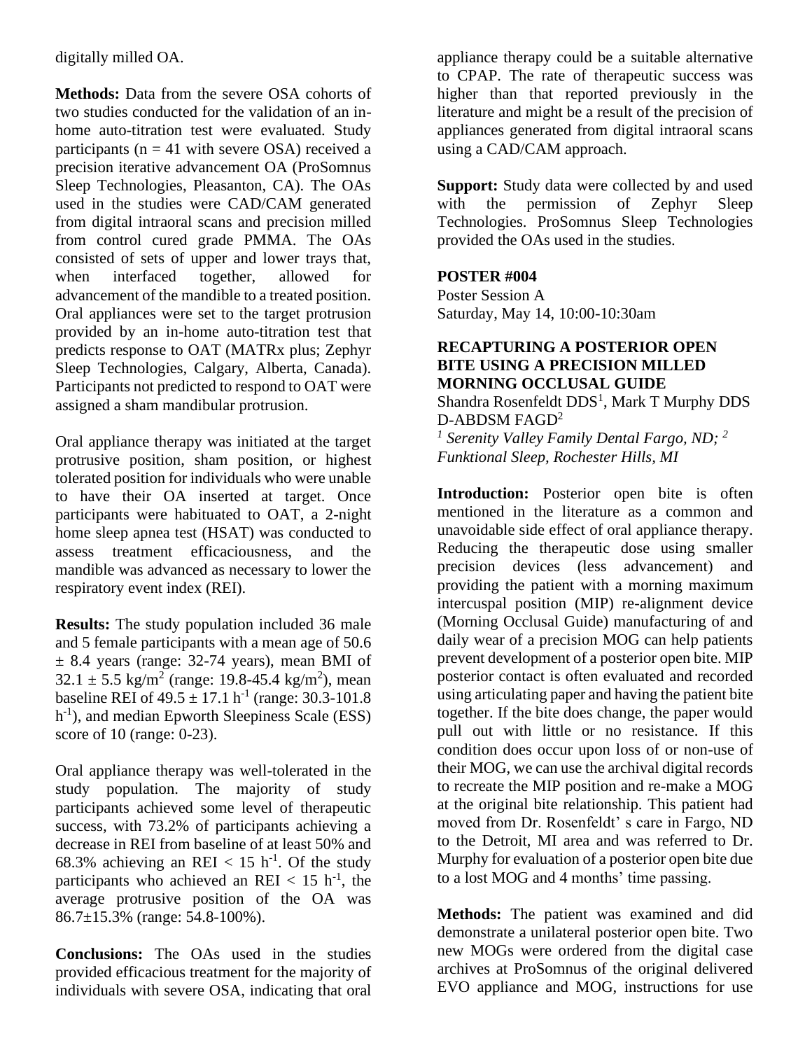digitally milled OA.

**Methods:** Data from the severe OSA cohorts of two studies conducted for the validation of an in-home auto-titration test were evaluated. Study participants (n = 41 with severe OSA) received a precision iterative advancement OA (ProSomnus Sleep Technologies, Pleasanton, CA). The OAs used in the studies were CAD/CAM generated from digital intraoral scans and precision milled from control cured grade PMMA. The OAs consisted of sets of upper and lower trays that, when interfaced together, allowed for advancement of the mandible to a treated position. Oral appliances were set to the target protrusion provided by an in-home auto-titration test that predicts response to OAT (MATRx plus; Zephyr Sleep Technologies, Calgary, Alberta, Canada). Participants not predicted to respond to OAT were assigned a sham mandibular protrusion.

Oral appliance therapy was initiated at the target protrusive position, sham position, or highest tolerated position for individuals who were unable to have their OA inserted at target. Once participants were habituated to OAT, a 2-night home sleep apnea test (HSAT) was conducted to assess treatment efficaciousness, and the mandible was advanced as necessary to lower the respiratory event index (REI).

**Results:** The study population included 36 male and 5 female participants with a mean age of 50.6 ± 8.4 years (range: 32-74 years), mean BMI of 32.1 ± 5.5 kg/m$^2$ (range: 19.8-45.4 kg/m$^2$), mean baseline REI of 49.5 ± 17.1 h$^{-1}$ (range: 30.3-101.8 h$^{-1}$), and median Epworth Sleepiness Scale (ESS) score of 10 (range: 0-23).

Oral appliance therapy was well-tolerated in the study population. The majority of study participants achieved some level of therapeutic success, with 73.2% of participants achieving a decrease in REI from baseline of at least 50% and 68.3% achieving an REI < 15 h$^{-1}$. Of the study participants who achieved an REI < 15 h$^{-1}$, the average protrusive position of the OA was 86.7±15.3% (range: 54.8-100%).

**Conclusions:** The OAs used in the studies provided efficacious treatment for the majority of individuals with severe OSA, indicating that oral appliance therapy could be a suitable alternative to CPAP. The rate of therapeutic success was higher than that reported previously in the literature and might be a result of the precision of appliances generated from digital intraoral scans using a CAD/CAM approach.

**Support:** Study data were collected by and used with the permission of Zephyr Sleep Technologies. ProSomnus Sleep Technologies provided the OAs used in the studies.

**POSTER #004**
Poster Session A
Saturday, May 14, 10:00-10:30am

**RECAPTURING A POSTERIOR OPEN BITE USING A PRECISION MILLED MORNING OCCLUSAL GUIDE**

Shandra Rosenfeldt DDS[1], Mark T Murphy DDS D-ABDSM FAGD[2]

*[1] Serenity Valley Family Dental Fargo, ND; [2] Funktional Sleep, Rochester Hills, MI*

**Introduction:** Posterior open bite is often mentioned in the literature as a common and unavoidable side effect of oral appliance therapy. Reducing the therapeutic dose using smaller precision devices (less advancement) and providing the patient with a morning maximum intercuspal position (MIP) re-alignment device (Morning Occlusal Guide) manufacturing of and daily wear of a precision MOG can help patients prevent development of a posterior open bite. MIP posterior contact is often evaluated and recorded using articulating paper and having the patient bite together. If the bite does change, the paper would pull out with little or no resistance. If this condition does occur upon loss of or non-use of their MOG, we can use the archival digital records to recreate the MIP position and re-make a MOG at the original bite relationship. This patient had moved from Dr. Rosenfeldt' s care in Fargo, ND to the Detroit, MI area and was referred to Dr. Murphy for evaluation of a posterior open bite due to a lost MOG and 4 months' time passing.

**Methods:** The patient was examined and did demonstrate a unilateral posterior open bite. Two new MOGs were ordered from the digital case archives at ProSomnus of the original delivered EVO appliance and MOG, instructions for use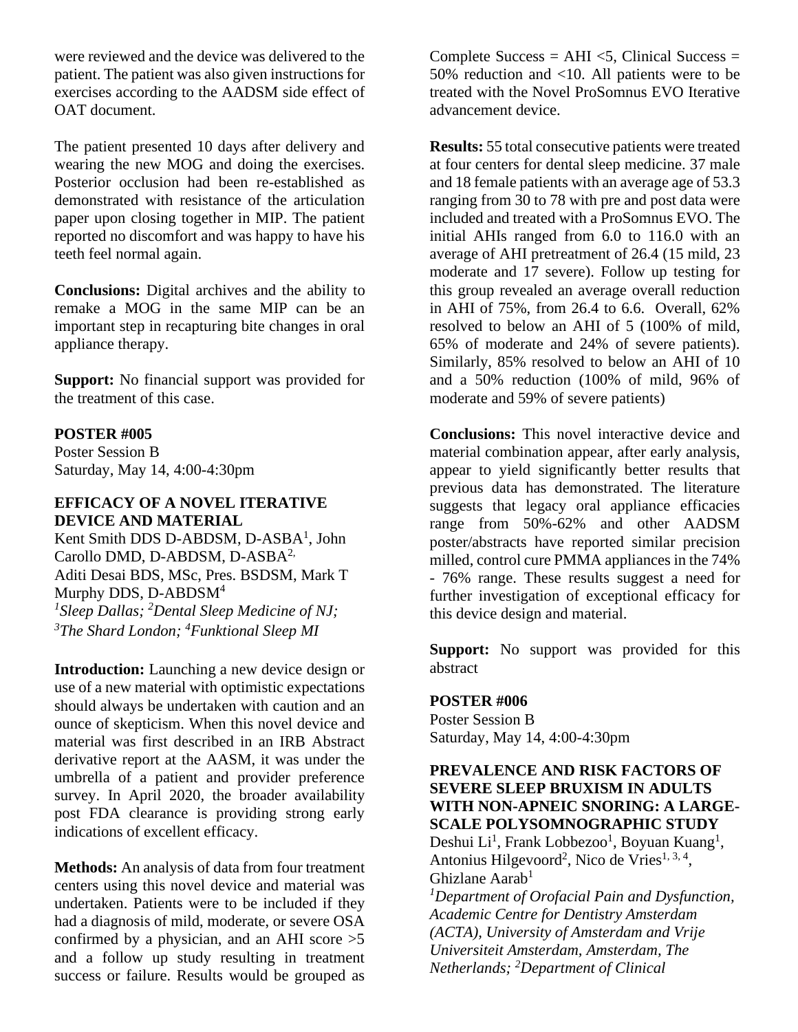were reviewed and the device was delivered to the patient. The patient was also given instructions for exercises according to the AADSM side effect of OAT document.

The patient presented 10 days after delivery and wearing the new MOG and doing the exercises. Posterior occlusion had been re-established as demonstrated with resistance of the articulation paper upon closing together in MIP. The patient reported no discomfort and was happy to have his teeth feel normal again.

**Conclusions:** Digital archives and the ability to remake a MOG in the same MIP can be an important step in recapturing bite changes in oral appliance therapy.

**Support:** No financial support was provided for the treatment of this case.

**POSTER #005**
Poster Session B
Saturday, May 14, 4:00-4:30pm

**EFFICACY OF A NOVEL ITERATIVE DEVICE AND MATERIAL**
Kent Smith DDS D-ABDSM, D-ASBA[1], John Carollo DMD, D-ABDSM, D-ASBA[2,] Aditi Desai BDS, MSc, Pres. BSDSM, Mark T Murphy DDS, D-ABDSM[4]
*[1]Sleep Dallas; [2]Dental Sleep Medicine of NJ; [3]The Shard London; [4]Funktional Sleep MI*

**Introduction:** Launching a new device design or use of a new material with optimistic expectations should always be undertaken with caution and an ounce of skepticism. When this novel device and material was first described in an IRB Abstract derivative report at the AASM, it was under the umbrella of a patient and provider preference survey. In April 2020, the broader availability post FDA clearance is providing strong early indications of excellent efficacy.

**Methods:** An analysis of data from four treatment centers using this novel device and material was undertaken. Patients were to be included if they had a diagnosis of mild, moderate, or severe OSA confirmed by a physician, and an AHI score >5 and a follow up study resulting in treatment success or failure. Results would be grouped as Complete Success = AHI <5, Clinical Success = 50% reduction and <10. All patients were to be treated with the Novel ProSomnus EVO Iterative advancement device.

**Results:** 55 total consecutive patients were treated at four centers for dental sleep medicine. 37 male and 18 female patients with an average age of 53.3 ranging from 30 to 78 with pre and post data were included and treated with a ProSomnus EVO. The initial AHIs ranged from 6.0 to 116.0 with an average of AHI pretreatment of 26.4 (15 mild, 23 moderate and 17 severe). Follow up testing for this group revealed an average overall reduction in AHI of 75%, from 26.4 to 6.6. Overall, 62% resolved to below an AHI of 5 (100% of mild, 65% of moderate and 24% of severe patients). Similarly, 85% resolved to below an AHI of 10 and a 50% reduction (100% of mild, 96% of moderate and 59% of severe patients)

**Conclusions:** This novel interactive device and material combination appear, after early analysis, appear to yield significantly better results that previous data has demonstrated. The literature suggests that legacy oral appliance efficacies range from 50%-62% and other AADSM poster/abstracts have reported similar precision milled, control cure PMMA appliances in the 74% - 76% range. These results suggest a need for further investigation of exceptional efficacy for this device design and material.

**Support:** No support was provided for this abstract

**POSTER #006**
Poster Session B
Saturday, May 14, 4:00-4:30pm

**PREVALENCE AND RISK FACTORS OF SEVERE SLEEP BRUXISM IN ADULTS WITH NON-APNEIC SNORING: A LARGE-SCALE POLYSOMNOGRAPHIC STUDY**
Deshui Li[1], Frank Lobbezoo[1], Boyuan Kuang[1], Antonius Hilgevoord[2], Nico de Vries[1, 3, 4], Ghizlane Aarab[1]
*[1]Department of Orofacial Pain and Dysfunction, Academic Centre for Dentistry Amsterdam (ACTA), University of Amsterdam and Vrije Universiteit Amsterdam, Amsterdam, The Netherlands; [2]Department of Clinical*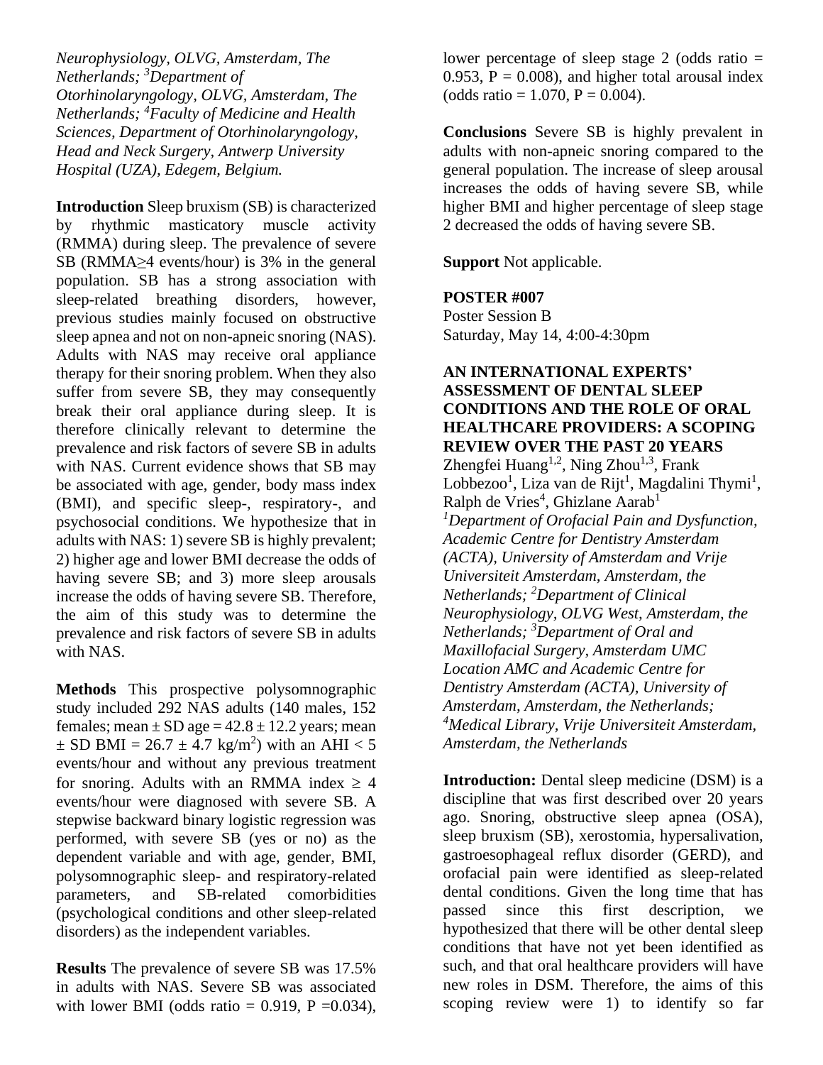*Neurophysiology, OLVG, Amsterdam, The Netherlands; [3]Department of Otorhinolaryngology, OLVG, Amsterdam, The Netherlands; [4]Faculty of Medicine and Health Sciences, Department of Otorhinolaryngology, Head and Neck Surgery, Antwerp University Hospital (UZA), Edegem, Belgium.*

**Introduction** Sleep bruxism (SB) is characterized by rhythmic masticatory muscle activity (RMMA) during sleep. The prevalence of severe SB (RMMA≥4 events/hour) is 3% in the general population. SB has a strong association with sleep-related breathing disorders, however, previous studies mainly focused on obstructive sleep apnea and not on non-apneic snoring (NAS). Adults with NAS may receive oral appliance therapy for their snoring problem. When they also suffer from severe SB, they may consequently break their oral appliance during sleep. It is therefore clinically relevant to determine the prevalence and risk factors of severe SB in adults with NAS. Current evidence shows that SB may be associated with age, gender, body mass index (BMI), and specific sleep-, respiratory-, and psychosocial conditions. We hypothesize that in adults with NAS: 1) severe SB is highly prevalent; 2) higher age and lower BMI decrease the odds of having severe SB; and 3) more sleep arousals increase the odds of having severe SB. Therefore, the aim of this study was to determine the prevalence and risk factors of severe SB in adults with NAS.

**Methods** This prospective polysomnographic study included 292 NAS adults (140 males, 152 females; mean ± SD age = 42.8 ± 12.2 years; mean ± SD BMI = 26.7 ± 4.7 kg/m$^2$) with an AHI < 5 events/hour and without any previous treatment for snoring. Adults with an RMMA index ≥ 4 events/hour were diagnosed with severe SB. A stepwise backward binary logistic regression was performed, with severe SB (yes or no) as the dependent variable and with age, gender, BMI, polysomnographic sleep- and respiratory-related parameters, and SB-related comorbidities (psychological conditions and other sleep-related disorders) as the independent variables.

**Results** The prevalence of severe SB was 17.5% in adults with NAS. Severe SB was associated with lower BMI (odds ratio = 0.919, P =0.034), lower percentage of sleep stage 2 (odds ratio = 0.953, P = 0.008), and higher total arousal index (odds ratio = 1.070, P = 0.004).

**Conclusions** Severe SB is highly prevalent in adults with non-apneic snoring compared to the general population. The increase of sleep arousal increases the odds of having severe SB, while higher BMI and higher percentage of sleep stage 2 decreased the odds of having severe SB.

**Support** Not applicable.

**POSTER #007**
Poster Session B
Saturday, May 14, 4:00-4:30pm

**AN INTERNATIONAL EXPERTS' ASSESSMENT OF DENTAL SLEEP CONDITIONS AND THE ROLE OF ORAL HEALTHCARE PROVIDERS: A SCOPING REVIEW OVER THE PAST 20 YEARS**

Zhengfei Huang[1,2], Ning Zhou[1,3], Frank Lobbezoo[1], Liza van de Rijt[1], Magdalini Thymi[1], Ralph de Vries[4], Ghizlane Aarab[1]

*[1]Department of Orofacial Pain and Dysfunction, Academic Centre for Dentistry Amsterdam (ACTA), University of Amsterdam and Vrije Universiteit Amsterdam, Amsterdam, the Netherlands; [2]Department of Clinical Neurophysiology, OLVG West, Amsterdam, the Netherlands; [3]Department of Oral and Maxillofacial Surgery, Amsterdam UMC Location AMC and Academic Centre for Dentistry Amsterdam (ACTA), University of Amsterdam, Amsterdam, the Netherlands; [4]Medical Library, Vrije Universiteit Amsterdam, Amsterdam, the Netherlands*

**Introduction:** Dental sleep medicine (DSM) is a discipline that was first described over 20 years ago. Snoring, obstructive sleep apnea (OSA), sleep bruxism (SB), xerostomia, hypersalivation, gastroesophageal reflux disorder (GERD), and orofacial pain were identified as sleep-related dental conditions. Given the long time that has passed since this first description, we hypothesized that there will be other dental sleep conditions that have not yet been identified as such, and that oral healthcare providers will have new roles in DSM. Therefore, the aims of this scoping review were 1) to identify so far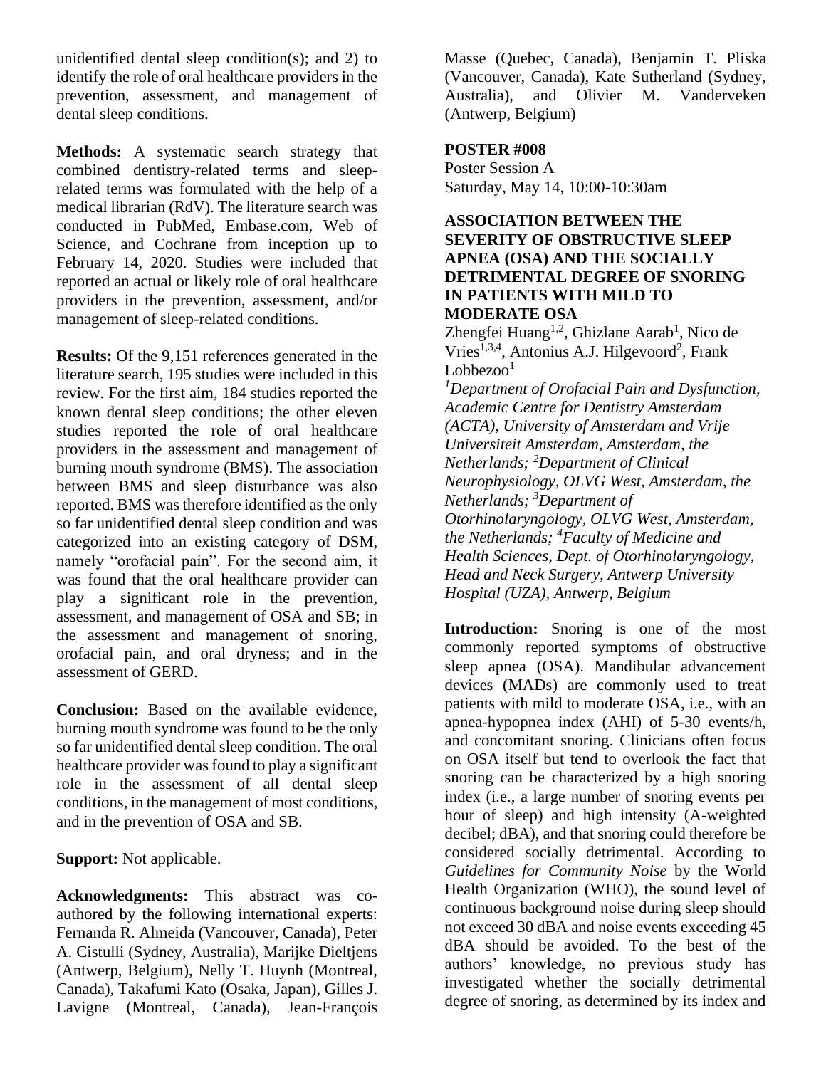unidentified dental sleep condition(s); and 2) to identify the role of oral healthcare providers in the prevention, assessment, and management of dental sleep conditions.

**Methods:** A systematic search strategy that combined dentistry-related terms and sleep-related terms was formulated with the help of a medical librarian (RdV). The literature search was conducted in PubMed, Embase.com, Web of Science, and Cochrane from inception up to February 14, 2020. Studies were included that reported an actual or likely role of oral healthcare providers in the prevention, assessment, and/or management of sleep-related conditions.

**Results:** Of the 9,151 references generated in the literature search, 195 studies were included in this review. For the first aim, 184 studies reported the known dental sleep conditions; the other eleven studies reported the role of oral healthcare providers in the assessment and management of burning mouth syndrome (BMS). The association between BMS and sleep disturbance was also reported. BMS was therefore identified as the only so far unidentified dental sleep condition and was categorized into an existing category of DSM, namely "orofacial pain". For the second aim, it was found that the oral healthcare provider can play a significant role in the prevention, assessment, and management of OSA and SB; in the assessment and management of snoring, orofacial pain, and oral dryness; and in the assessment of GERD.

**Conclusion:** Based on the available evidence, burning mouth syndrome was found to be the only so far unidentified dental sleep condition. The oral healthcare provider was found to play a significant role in the assessment of all dental sleep conditions, in the management of most conditions, and in the prevention of OSA and SB.

**Support:** Not applicable.

**Acknowledgments:** This abstract was co-authored by the following international experts: Fernanda R. Almeida (Vancouver, Canada), Peter A. Cistulli (Sydney, Australia), Marijke Dieltjens (Antwerp, Belgium), Nelly T. Huynh (Montreal, Canada), Takafumi Kato (Osaka, Japan), Gilles J. Lavigne (Montreal, Canada), Jean-François Masse (Quebec, Canada), Benjamin T. Pliska (Vancouver, Canada), Kate Sutherland (Sydney, Australia), and Olivier M. Vanderveken (Antwerp, Belgium)

**POSTER #008**
Poster Session A
Saturday, May 14, 10:00-10:30am

**ASSOCIATION BETWEEN THE SEVERITY OF OBSTRUCTIVE SLEEP APNEA (OSA) AND THE SOCIALLY DETRIMENTAL DEGREE OF SNORING IN PATIENTS WITH MILD TO MODERATE OSA**

Zhengfei Huang[1,2], Ghizlane Aarab[1], Nico de Vries[1,3,4], Antonius A.J. Hilgevoord[2], Frank Lobbezoo[1]

*[1]Department of Orofacial Pain and Dysfunction, Academic Centre for Dentistry Amsterdam (ACTA), University of Amsterdam and Vrije Universiteit Amsterdam, Amsterdam, the Netherlands; [2]Department of Clinical Neurophysiology, OLVG West, Amsterdam, the Netherlands; [3]Department of Otorhinolaryngology, OLVG West, Amsterdam, the Netherlands; [4]Faculty of Medicine and Health Sciences, Dept. of Otorhinolaryngology, Head and Neck Surgery, Antwerp University Hospital (UZA), Antwerp, Belgium*

**Introduction:** Snoring is one of the most commonly reported symptoms of obstructive sleep apnea (OSA). Mandibular advancement devices (MADs) are commonly used to treat patients with mild to moderate OSA, i.e., with an apnea-hypopnea index (AHI) of 5-30 events/h, and concomitant snoring. Clinicians often focus on OSA itself but tend to overlook the fact that snoring can be characterized by a high snoring index (i.e., a large number of snoring events per hour of sleep) and high intensity (A-weighted decibel; dBA), and that snoring could therefore be considered socially detrimental. According to *Guidelines for Community Noise* by the World Health Organization (WHO), the sound level of continuous background noise during sleep should not exceed 30 dBA and noise events exceeding 45 dBA should be avoided. To the best of the authors' knowledge, no previous study has investigated whether the socially detrimental degree of snoring, as determined by its index and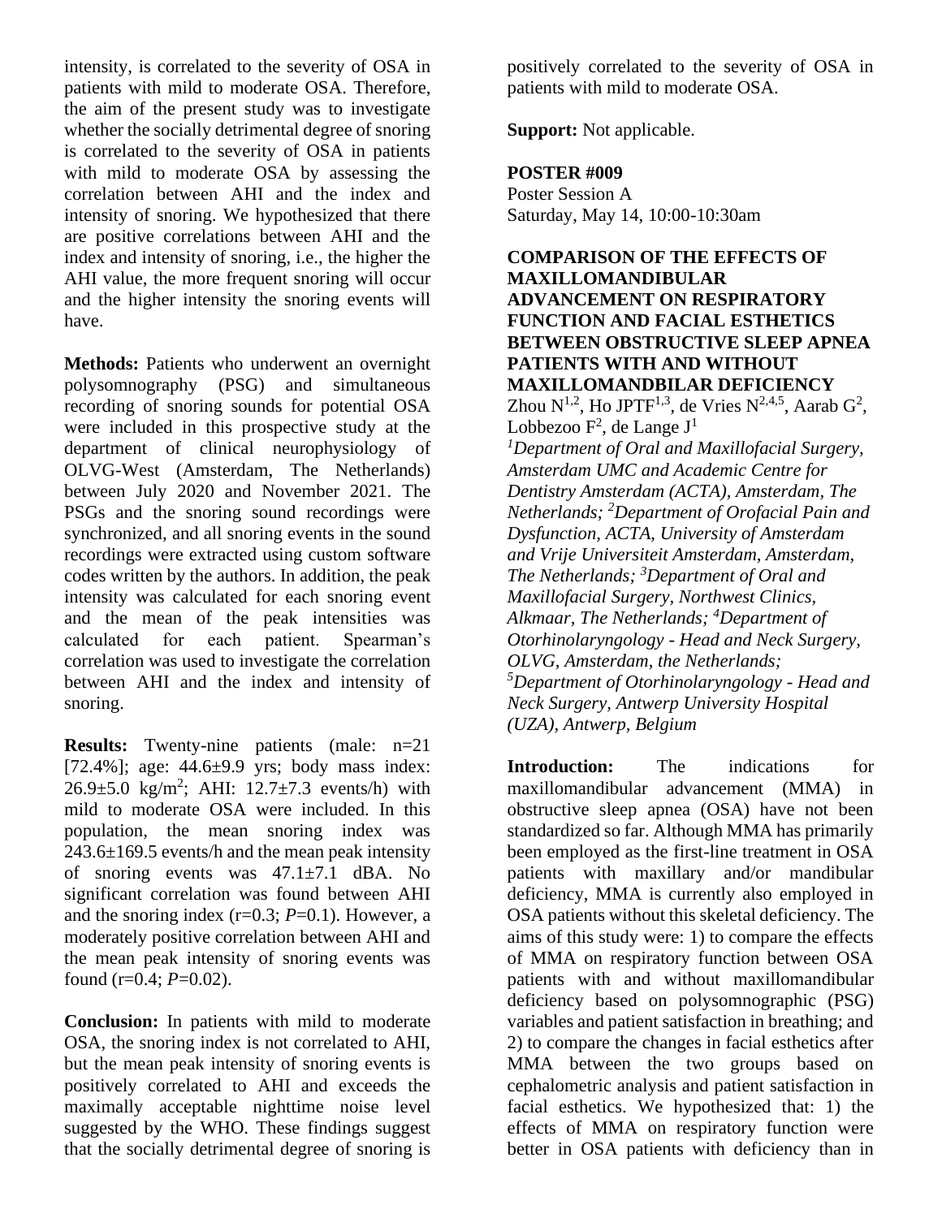intensity, is correlated to the severity of OSA in patients with mild to moderate OSA. Therefore, the aim of the present study was to investigate whether the socially detrimental degree of snoring is correlated to the severity of OSA in patients with mild to moderate OSA by assessing the correlation between AHI and the index and intensity of snoring. We hypothesized that there are positive correlations between AHI and the index and intensity of snoring, i.e., the higher the AHI value, the more frequent snoring will occur and the higher intensity the snoring events will have.

**Methods:** Patients who underwent an overnight polysomnography (PSG) and simultaneous recording of snoring sounds for potential OSA were included in this prospective study at the department of clinical neurophysiology of OLVG-West (Amsterdam, The Netherlands) between July 2020 and November 2021. The PSGs and the snoring sound recordings were synchronized, and all snoring events in the sound recordings were extracted using custom software codes written by the authors. In addition, the peak intensity was calculated for each snoring event and the mean of the peak intensities was calculated for each patient. Spearman's correlation was used to investigate the correlation between AHI and the index and intensity of snoring.

**Results:** Twenty-nine patients (male: n=21 [72.4%]; age: 44.6±9.9 yrs; body mass index: 26.9±5.0 kg/m$^2$; AHI: 12.7±7.3 events/h) with mild to moderate OSA were included. In this population, the mean snoring index was 243.6±169.5 events/h and the mean peak intensity of snoring events was 47.1±7.1 dBA. No significant correlation was found between AHI and the snoring index (r=0.3; *P*=0.1). However, a moderately positive correlation between AHI and the mean peak intensity of snoring events was found (r=0.4; *P*=0.02).

**Conclusion:** In patients with mild to moderate OSA, the snoring index is not correlated to AHI, but the mean peak intensity of snoring events is positively correlated to AHI and exceeds the maximally acceptable nighttime noise level suggested by the WHO. These findings suggest that the socially detrimental degree of snoring is positively correlated to the severity of OSA in patients with mild to moderate OSA.

**Support:** Not applicable.

**POSTER #009**
Poster Session A
Saturday, May 14, 10:00-10:30am

**COMPARISON OF THE EFFECTS OF MAXILLOMANDIBULAR ADVANCEMENT ON RESPIRATORY FUNCTION AND FACIAL ESTHETICS BETWEEN OBSTRUCTIVE SLEEP APNEA PATIENTS WITH AND WITHOUT MAXILLOMANDBILAR DEFICIENCY**

Zhou N[1,2], Ho JPTF[1,3], de Vries N[2,4,5], Aarab G[2], Lobbezoo F[2], de Lange J[1]

*[1]Department of Oral and Maxillofacial Surgery, Amsterdam UMC and Academic Centre for Dentistry Amsterdam (ACTA), Amsterdam, The Netherlands; [2]Department of Orofacial Pain and Dysfunction, ACTA, University of Amsterdam and Vrije Universiteit Amsterdam, Amsterdam, The Netherlands; [3]Department of Oral and Maxillofacial Surgery, Northwest Clinics, Alkmaar, The Netherlands; [4]Department of Otorhinolaryngology - Head and Neck Surgery, OLVG, Amsterdam, the Netherlands; [5]Department of Otorhinolaryngology - Head and Neck Surgery, Antwerp University Hospital (UZA), Antwerp, Belgium*

**Introduction:** The indications for maxillomandibular advancement (MMA) in obstructive sleep apnea (OSA) have not been standardized so far. Although MMA has primarily been employed as the first-line treatment in OSA patients with maxillary and/or mandibular deficiency, MMA is currently also employed in OSA patients without this skeletal deficiency. The aims of this study were: 1) to compare the effects of MMA on respiratory function between OSA patients with and without maxillomandibular deficiency based on polysomnographic (PSG) variables and patient satisfaction in breathing; and 2) to compare the changes in facial esthetics after MMA between the two groups based on cephalometric analysis and patient satisfaction in facial esthetics. We hypothesized that: 1) the effects of MMA on respiratory function were better in OSA patients with deficiency than in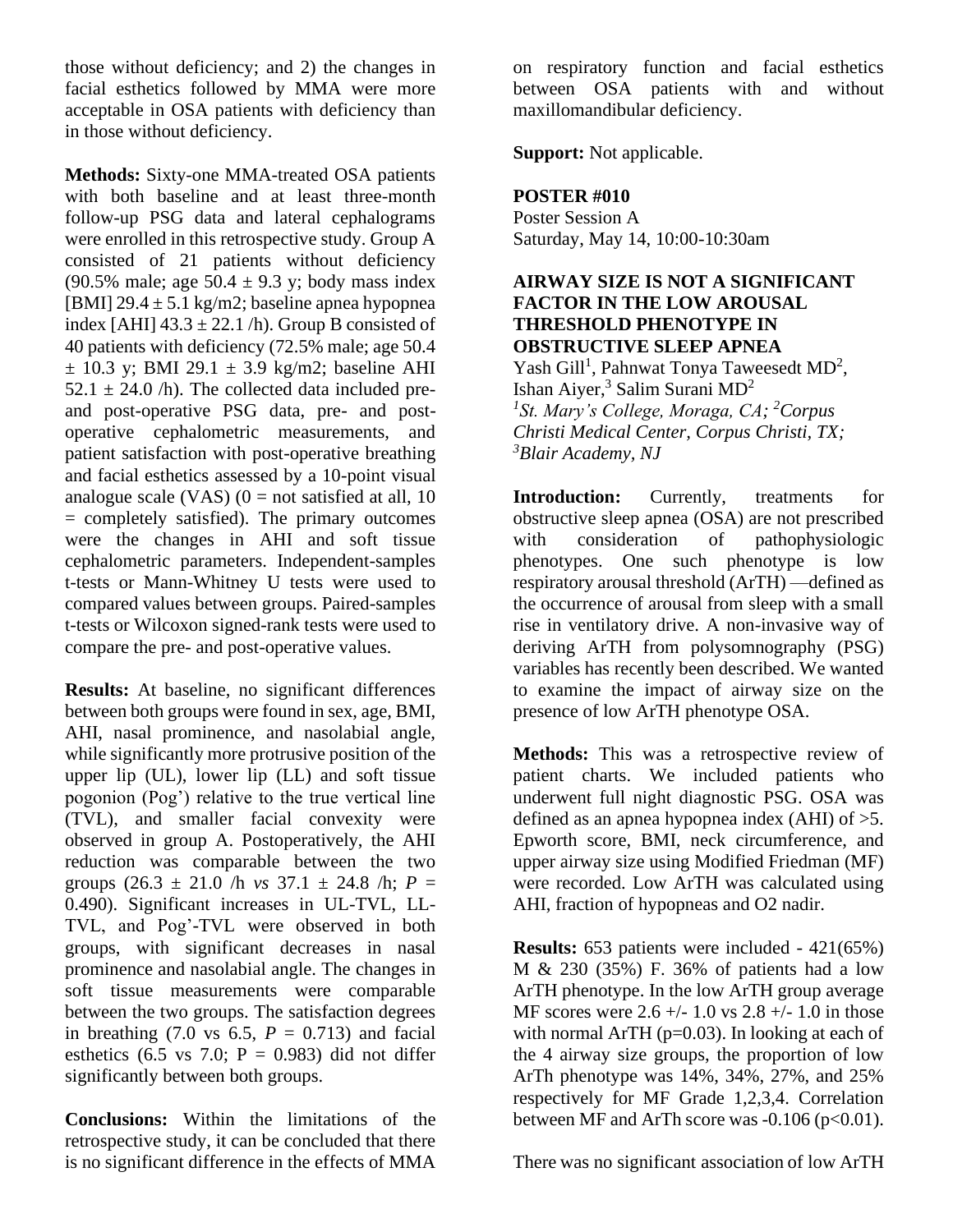those without deficiency; and 2) the changes in facial esthetics followed by MMA were more acceptable in OSA patients with deficiency than in those without deficiency.

**Methods:** Sixty-one MMA-treated OSA patients with both baseline and at least three-month follow-up PSG data and lateral cephalograms were enrolled in this retrospective study. Group A consisted of 21 patients without deficiency (90.5% male; age $50.4 \pm 9.3$ y; body mass index [BMI] $29.4 \pm 5.1$ kg/m2; baseline apnea hypopnea index [AHI] $43.3 \pm 22.1$ /h). Group B consisted of 40 patients with deficiency (72.5% male; age $50.4 \pm 10.3$ y; BMI $29.1 \pm 3.9$ kg/m2; baseline AHI $52.1 \pm 24.0$ /h). The collected data included pre- and post-operative PSG data, pre- and post-operative cephalometric measurements, and patient satisfaction with post-operative breathing and facial esthetics assessed by a 10-point visual analogue scale (VAS) (0 = not satisfied at all, 10 = completely satisfied). The primary outcomes were the changes in AHI and soft tissue cephalometric parameters. Independent-samples t-tests or Mann-Whitney U tests were used to compared values between groups. Paired-samples t-tests or Wilcoxon signed-rank tests were used to compare the pre- and post-operative values.

**Results:** At baseline, no significant differences between both groups were found in sex, age, BMI, AHI, nasal prominence, and nasolabial angle, while significantly more protrusive position of the upper lip (UL), lower lip (LL) and soft tissue pogonion (Pog') relative to the true vertical line (TVL), and smaller facial convexity were observed in group A. Postoperatively, the AHI reduction was comparable between the two groups ($26.3 \pm 21.0$ /h *vs* $37.1 \pm 24.8$ /h; $P = 0.490$). Significant increases in UL-TVL, LL-TVL, and Pog'-TVL were observed in both groups, with significant decreases in nasal prominence and nasolabial angle. The changes in soft tissue measurements were comparable between the two groups. The satisfaction degrees in breathing (7.0 vs 6.5, $P = 0.713$) and facial esthetics (6.5 vs 7.0; $P = 0.983$) did not differ significantly between both groups.

**Conclusions:** Within the limitations of the retrospective study, it can be concluded that there is no significant difference in the effects of MMA on respiratory function and facial esthetics between OSA patients with and without maxillomandibular deficiency.

**Support:** Not applicable.

**POSTER #010**
Poster Session A
Saturday, May 14, 10:00-10:30am

**AIRWAY SIZE IS NOT A SIGNIFICANT FACTOR IN THE LOW AROUSAL THRESHOLD PHENOTYPE IN OBSTRUCTIVE SLEEP APNEA**

Yash Gill[1], Pahnwat Tonya Taweesedt MD[2], Ishan Aiyer,[3] Salim Surani MD[2]

*[1]St. Mary's College, Moraga, CA; [2]Corpus Christi Medical Center, Corpus Christi, TX; [3]Blair Academy, NJ*

**Introduction:** Currently, treatments for obstructive sleep apnea (OSA) are not prescribed with consideration of pathophysiologic phenotypes. One such phenotype is low respiratory arousal threshold (ArTH) —defined as the occurrence of arousal from sleep with a small rise in ventilatory drive. A non-invasive way of deriving ArTH from polysomnography (PSG) variables has recently been described. We wanted to examine the impact of airway size on the presence of low ArTH phenotype OSA.

**Methods:** This was a retrospective review of patient charts. We included patients who underwent full night diagnostic PSG. OSA was defined as an apnea hypopnea index (AHI) of >5. Epworth score, BMI, neck circumference, and upper airway size using Modified Friedman (MF) were recorded. Low ArTH was calculated using AHI, fraction of hypopneas and O2 nadir.

**Results:** 653 patients were included - 421(65%) M & 230 (35%) F. 36% of patients had a low ArTH phenotype. In the low ArTH group average MF scores were 2.6 +/- 1.0 vs 2.8 +/- 1.0 in those with normal ArTH (p=0.03). In looking at each of the 4 airway size groups, the proportion of low ArTh phenotype was 14%, 34%, 27%, and 25% respectively for MF Grade 1,2,3,4. Correlation between MF and ArTh score was -0.106 ($p<0.01$).

There was no significant association of low ArTH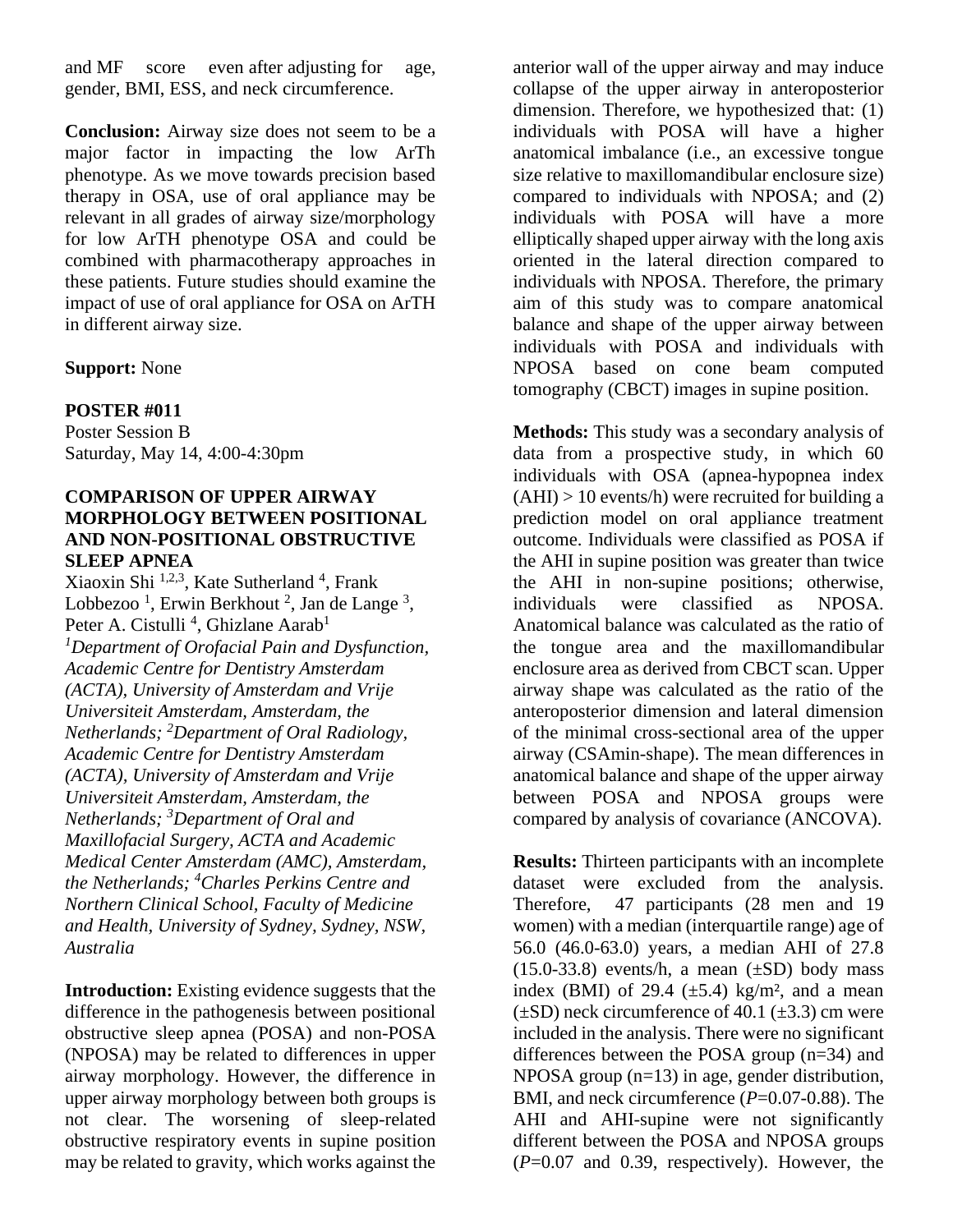and MF score even after adjusting for age, gender, BMI, ESS, and neck circumference.

**Conclusion:** Airway size does not seem to be a major factor in impacting the low ArTh phenotype. As we move towards precision based therapy in OSA, use of oral appliance may be relevant in all grades of airway size/morphology for low ArTH phenotype OSA and could be combined with pharmacotherapy approaches in these patients. Future studies should examine the impact of use of oral appliance for OSA on ArTH in different airway size.

**Support:** None

**POSTER #011**
Poster Session B
Saturday, May 14, 4:00-4:30pm

### COMPARISON OF UPPER AIRWAY MORPHOLOGY BETWEEN POSITIONAL AND NON-POSITIONAL OBSTRUCTIVE SLEEP APNEA

Xiaoxin Shi [1,2,3], Kate Sutherland [4], Frank Lobbezoo [1], Erwin Berkhout [2], Jan de Lange [3], Peter A. Cistulli [4], Ghizlane Aarab[1]

*[1]Department of Orofacial Pain and Dysfunction, Academic Centre for Dentistry Amsterdam (ACTA), University of Amsterdam and Vrije Universiteit Amsterdam, Amsterdam, the Netherlands; [2]Department of Oral Radiology, Academic Centre for Dentistry Amsterdam (ACTA), University of Amsterdam and Vrije Universiteit Amsterdam, Amsterdam, the Netherlands; [3]Department of Oral and Maxillofacial Surgery, ACTA and Academic Medical Center Amsterdam (AMC), Amsterdam, the Netherlands; [4]Charles Perkins Centre and Northern Clinical School, Faculty of Medicine and Health, University of Sydney, Sydney, NSW, Australia*

**Introduction:** Existing evidence suggests that the difference in the pathogenesis between positional obstructive sleep apnea (POSA) and non-POSA (NPOSA) may be related to differences in upper airway morphology. However, the difference in upper airway morphology between both groups is not clear. The worsening of sleep-related obstructive respiratory events in supine position may be related to gravity, which works against the anterior wall of the upper airway and may induce collapse of the upper airway in anteroposterior dimension. Therefore, we hypothesized that: (1) individuals with POSA will have a higher anatomical imbalance (i.e., an excessive tongue size relative to maxillomandibular enclosure size) compared to individuals with NPOSA; and (2) individuals with POSA will have a more elliptically shaped upper airway with the long axis oriented in the lateral direction compared to individuals with NPOSA. Therefore, the primary aim of this study was to compare anatomical balance and shape of the upper airway between individuals with POSA and individuals with NPOSA based on cone beam computed tomography (CBCT) images in supine position.

**Methods:** This study was a secondary analysis of data from a prospective study, in which 60 individuals with OSA (apnea-hypopnea index (AHI) > 10 events/h) were recruited for building a prediction model on oral appliance treatment outcome. Individuals were classified as POSA if the AHI in supine position was greater than twice the AHI in non-supine positions; otherwise, individuals were classified as NPOSA. Anatomical balance was calculated as the ratio of the tongue area and the maxillomandibular enclosure area as derived from CBCT scan. Upper airway shape was calculated as the ratio of the anteroposterior dimension and lateral dimension of the minimal cross-sectional area of the upper airway (CSAmin-shape). The mean differences in anatomical balance and shape of the upper airway between POSA and NPOSA groups were compared by analysis of covariance (ANCOVA).

**Results:** Thirteen participants with an incomplete dataset were excluded from the analysis. Therefore, 47 participants (28 men and 19 women) with a median (interquartile range) age of 56.0 (46.0-63.0) years, a median AHI of 27.8 (15.0-33.8) events/h, a mean (±SD) body mass index (BMI) of 29.4 (±5.4) kg/m², and a mean (±SD) neck circumference of 40.1 (±3.3) cm were included in the analysis. There were no significant differences between the POSA group (n=34) and NPOSA group (n=13) in age, gender distribution, BMI, and neck circumference (*P*=0.07-0.88). The AHI and AHI-supine were not significantly different between the POSA and NPOSA groups (*P*=0.07 and 0.39, respectively). However, the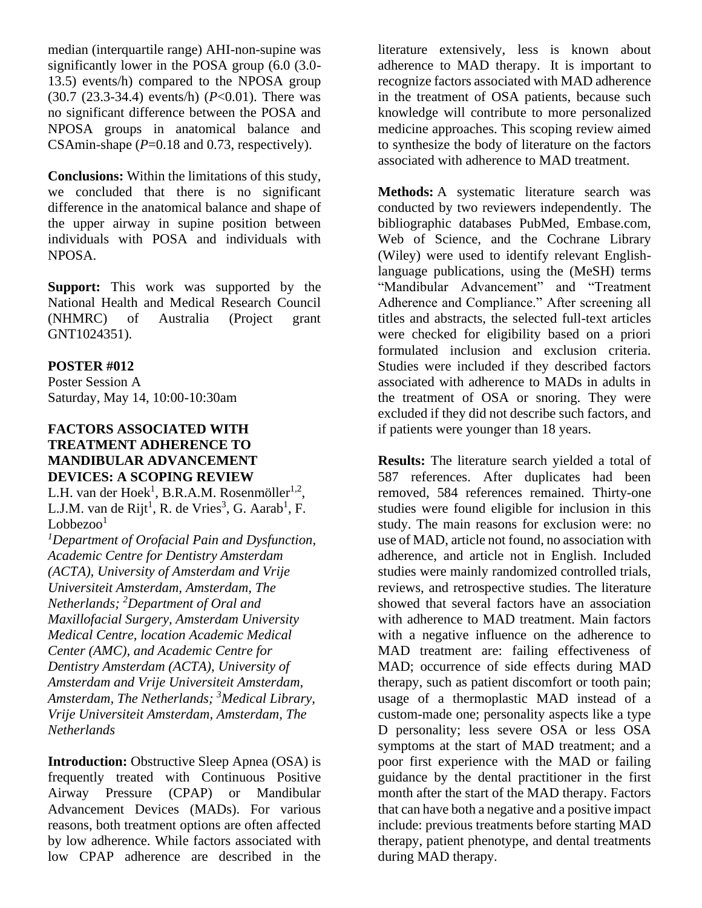median (interquartile range) AHI-non-supine was significantly lower in the POSA group (6.0 (3.0-13.5) events/h) compared to the NPOSA group (30.7 (23.3-34.4) events/h) ($P$<0.01). There was no significant difference between the POSA and NPOSA groups in anatomical balance and CSAmin-shape ($P$=0.18 and 0.73, respectively).

**Conclusions:** Within the limitations of this study, we concluded that there is no significant difference in the anatomical balance and shape of the upper airway in supine position between individuals with POSA and individuals with NPOSA.

**Support:** This work was supported by the National Health and Medical Research Council (NHMRC) of Australia (Project grant GNT1024351).

**POSTER #012**
Poster Session A
Saturday, May 14, 10:00-10:30am

### FACTORS ASSOCIATED WITH TREATMENT ADHERENCE TO MANDIBULAR ADVANCEMENT DEVICES: A SCOPING REVIEW

L.H. van der Hoek[1], B.R.A.M. Rosenmöller[1,2], L.J.M. van de Rijt[1], R. de Vries[3], G. Aarab[1], F. Lobbezoo[1]

*[1]Department of Orofacial Pain and Dysfunction, Academic Centre for Dentistry Amsterdam (ACTA), University of Amsterdam and Vrije Universiteit Amsterdam, Amsterdam, The Netherlands; [2]Department of Oral and Maxillofacial Surgery, Amsterdam University Medical Centre, location Academic Medical Center (AMC), and Academic Centre for Dentistry Amsterdam (ACTA), University of Amsterdam and Vrije Universiteit Amsterdam, Amsterdam, The Netherlands; [3]Medical Library, Vrije Universiteit Amsterdam, Amsterdam, The Netherlands*

**Introduction:** Obstructive Sleep Apnea (OSA) is frequently treated with Continuous Positive Airway Pressure (CPAP) or Mandibular Advancement Devices (MADs). For various reasons, both treatment options are often affected by low adherence. While factors associated with low CPAP adherence are described in the literature extensively, less is known about adherence to MAD therapy. It is important to recognize factors associated with MAD adherence in the treatment of OSA patients, because such knowledge will contribute to more personalized medicine approaches. This scoping review aimed to synthesize the body of literature on the factors associated with adherence to MAD treatment.

**Methods:** A systematic literature search was conducted by two reviewers independently. The bibliographic databases PubMed, Embase.com, Web of Science, and the Cochrane Library (Wiley) were used to identify relevant English-language publications, using the (MeSH) terms "Mandibular Advancement" and "Treatment Adherence and Compliance." After screening all titles and abstracts, the selected full-text articles were checked for eligibility based on a priori formulated inclusion and exclusion criteria. Studies were included if they described factors associated with adherence to MADs in adults in the treatment of OSA or snoring. They were excluded if they did not describe such factors, and if patients were younger than 18 years.

**Results:** The literature search yielded a total of 587 references. After duplicates had been removed, 584 references remained. Thirty-one studies were found eligible for inclusion in this study. The main reasons for exclusion were: no use of MAD, article not found, no association with adherence, and article not in English. Included studies were mainly randomized controlled trials, reviews, and retrospective studies. The literature showed that several factors have an association with adherence to MAD treatment. Main factors with a negative influence on the adherence to MAD treatment are: failing effectiveness of MAD; occurrence of side effects during MAD therapy, such as patient discomfort or tooth pain; usage of a thermoplastic MAD instead of a custom-made one; personality aspects like a type D personality; less severe OSA or less OSA symptoms at the start of MAD treatment; and a poor first experience with the MAD or failing guidance by the dental practitioner in the first month after the start of the MAD therapy. Factors that can have both a negative and a positive impact include: previous treatments before starting MAD therapy, patient phenotype, and dental treatments during MAD therapy.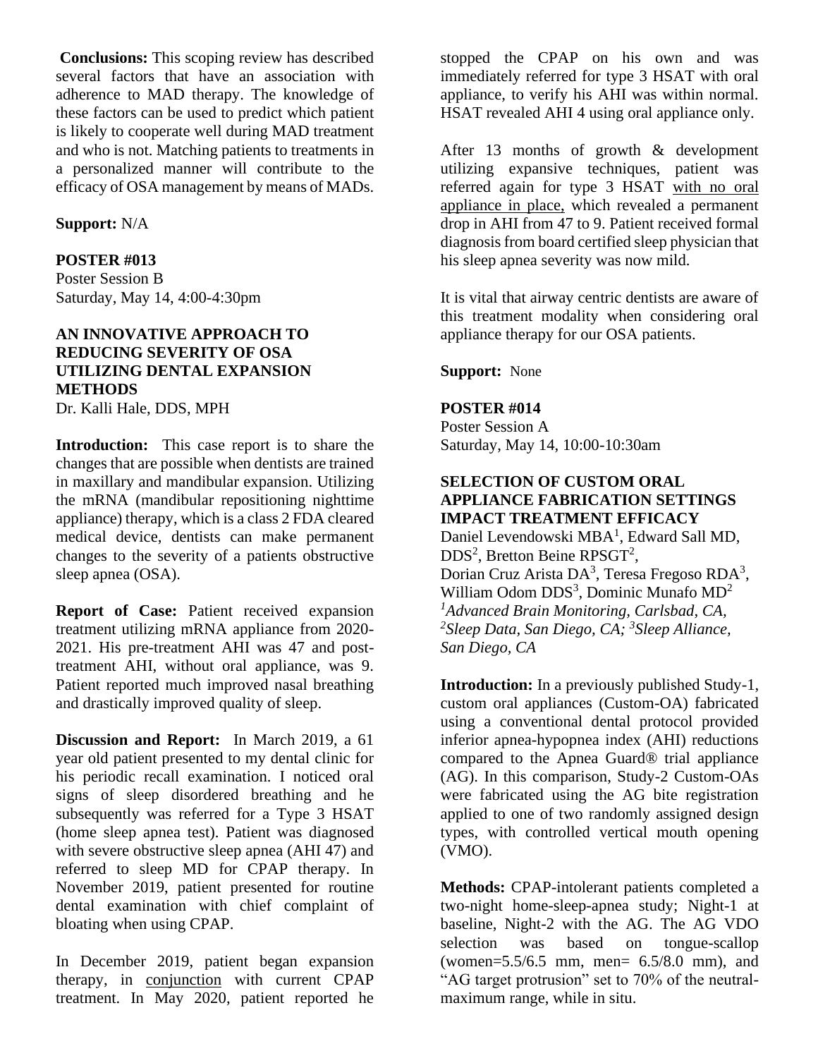**Conclusions:** This scoping review has described several factors that have an association with adherence to MAD therapy. The knowledge of these factors can be used to predict which patient is likely to cooperate well during MAD treatment and who is not. Matching patients to treatments in a personalized manner will contribute to the efficacy of OSA management by means of MADs.

**Support:** N/A

**POSTER #013**
Poster Session B
Saturday, May 14, 4:00-4:30pm

### AN INNOVATIVE APPROACH TO REDUCING SEVERITY OF OSA UTILIZING DENTAL EXPANSION METHODS

Dr. Kalli Hale, DDS, MPH

**Introduction:** This case report is to share the changes that are possible when dentists are trained in maxillary and mandibular expansion. Utilizing the mRNA (mandibular repositioning nighttime appliance) therapy, which is a class 2 FDA cleared medical device, dentists can make permanent changes to the severity of a patients obstructive sleep apnea (OSA).

**Report of Case:** Patient received expansion treatment utilizing mRNA appliance from 2020-2021. His pre-treatment AHI was 47 and post-treatment AHI, without oral appliance, was 9. Patient reported much improved nasal breathing and drastically improved quality of sleep.

**Discussion and Report:** In March 2019, a 61 year old patient presented to my dental clinic for his periodic recall examination. I noticed oral signs of sleep disordered breathing and he subsequently was referred for a Type 3 HSAT (home sleep apnea test). Patient was diagnosed with severe obstructive sleep apnea (AHI 47) and referred to sleep MD for CPAP therapy. In November 2019, patient presented for routine dental examination with chief complaint of bloating when using CPAP.

In December 2019, patient began expansion therapy, in conjunction with current CPAP treatment. In May 2020, patient reported he stopped the CPAP on his own and was immediately referred for type 3 HSAT with oral appliance, to verify his AHI was within normal. HSAT revealed AHI 4 using oral appliance only.

After 13 months of growth & development utilizing expansive techniques, patient was referred again for type 3 HSAT with no oral appliance in place, which revealed a permanent drop in AHI from 47 to 9. Patient received formal diagnosis from board certified sleep physician that his sleep apnea severity was now mild.

It is vital that airway centric dentists are aware of this treatment modality when considering oral appliance therapy for our OSA patients.

**Support:** None

**POSTER #014**
Poster Session A
Saturday, May 14, 10:00-10:30am

### SELECTION OF CUSTOM ORAL APPLIANCE FABRICATION SETTINGS IMPACT TREATMENT EFFICACY

Daniel Levendowski MBA[1], Edward Sall MD, DDS[2], Bretton Beine RPSGT[2], Dorian Cruz Arista DA[3], Teresa Fregoso RDA[3], William Odom DDS[3], Dominic Munafo MD[2]
*[1]Advanced Brain Monitoring, Carlsbad, CA, [2]Sleep Data, San Diego, CA; [3]Sleep Alliance, San Diego, CA*

**Introduction:** In a previously published Study-1, custom oral appliances (Custom-OA) fabricated using a conventional dental protocol provided inferior apnea-hypopnea index (AHI) reductions compared to the Apnea Guard® trial appliance (AG). In this comparison, Study-2 Custom-OAs were fabricated using the AG bite registration applied to one of two randomly assigned design types, with controlled vertical mouth opening (VMO).

**Methods:** CPAP-intolerant patients completed a two-night home-sleep-apnea study; Night-1 at baseline, Night-2 with the AG. The AG VDO selection was based on tongue-scallop (women=5.5/6.5 mm, men= 6.5/8.0 mm), and "AG target protrusion" set to 70% of the neutral-maximum range, while in situ.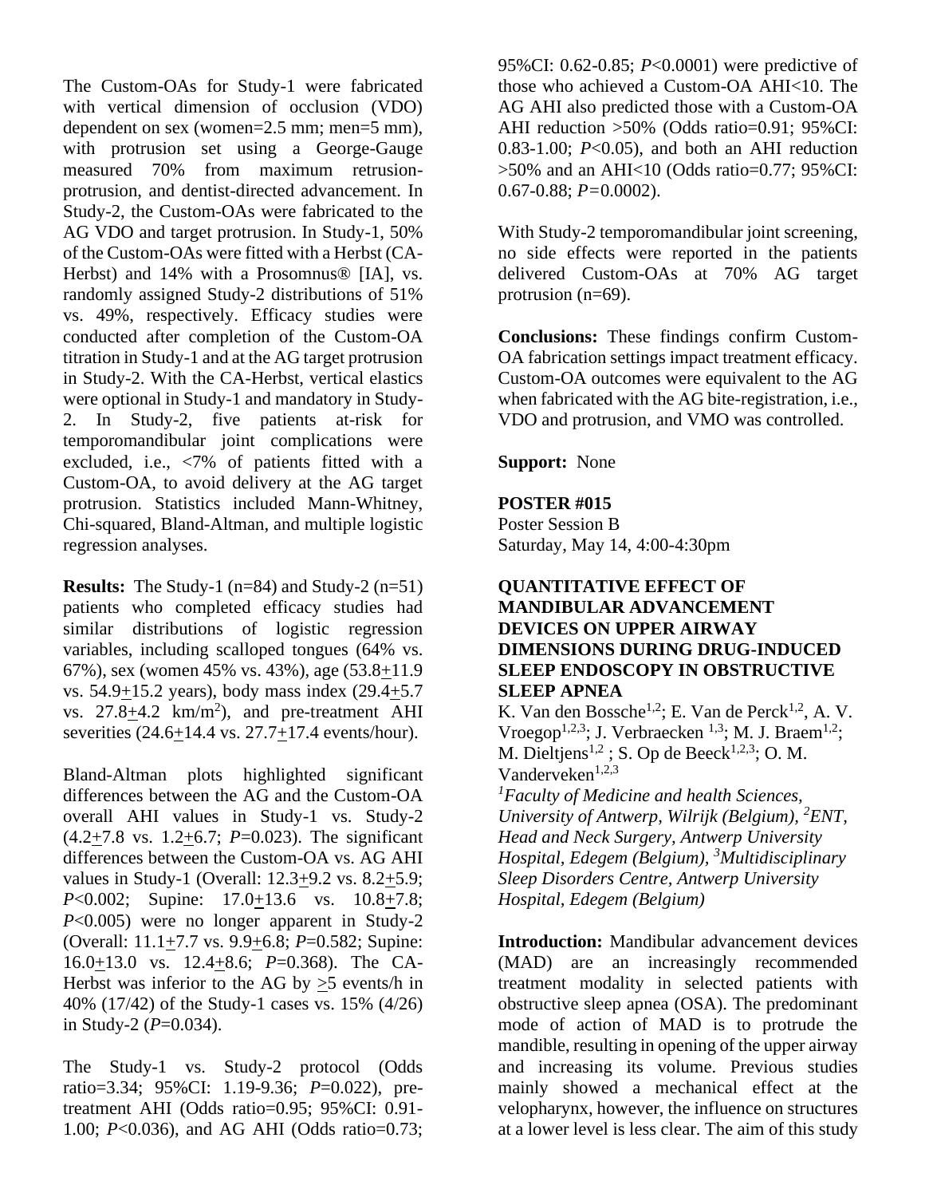The Custom-OAs for Study-1 were fabricated with vertical dimension of occlusion (VDO) dependent on sex (women=2.5 mm; men=5 mm), with protrusion set using a George-Gauge measured 70% from maximum retrusion-protrusion, and dentist-directed advancement. In Study-2, the Custom-OAs were fabricated to the AG VDO and target protrusion. In Study-1, 50% of the Custom-OAs were fitted with a Herbst (CA-Herbst) and 14% with a Prosomnus® [IA], vs. randomly assigned Study-2 distributions of 51% vs. 49%, respectively. Efficacy studies were conducted after completion of the Custom-OA titration in Study-1 and at the AG target protrusion in Study-2. With the CA-Herbst, vertical elastics were optional in Study-1 and mandatory in Study-2. In Study-2, five patients at-risk for temporomandibular joint complications were excluded, i.e., <7% of patients fitted with a Custom-OA, to avoid delivery at the AG target protrusion. Statistics included Mann-Whitney, Chi-squared, Bland-Altman, and multiple logistic regression analyses.

**Results:** The Study-1 (n=84) and Study-2 (n=51) patients who completed efficacy studies had similar distributions of logistic regression variables, including scalloped tongues (64% vs. 67%), sex (women 45% vs. 43%), age (53.8±11.9 vs. 54.9±15.2 years), body mass index (29.4±5.7 vs. 27.8±4.2 km/m$^2$), and pre-treatment AHI severities (24.6±14.4 vs. 27.7±17.4 events/hour).

Bland-Altman plots highlighted significant differences between the AG and the Custom-OA overall AHI values in Study-1 vs. Study-2 (4.2±7.8 vs. 1.2±6.7; *P*=0.023). The significant differences between the Custom-OA vs. AG AHI values in Study-1 (Overall: 12.3±9.2 vs. 8.2±5.9; *P*<0.002; Supine: 17.0±13.6 vs. 10.8±7.8; *P*<0.005) were no longer apparent in Study-2 (Overall: 11.1±7.7 vs. 9.9±6.8; *P*=0.582; Supine: 16.0±13.0 vs. 12.4±8.6; *P*=0.368). The CA-Herbst was inferior to the AG by ≥5 events/h in 40% (17/42) of the Study-1 cases vs. 15% (4/26) in Study-2 (*P*=0.034).

The Study-1 vs. Study-2 protocol (Odds ratio=3.34; 95%CI: 1.19-9.36; *P*=0.022), pre-treatment AHI (Odds ratio=0.95; 95%CI: 0.91-1.00; *P*<0.036), and AG AHI (Odds ratio=0.73; 95%CI: 0.62-0.85; *P*<0.0001) were predictive of those who achieved a Custom-OA AHI<10. The AG AHI also predicted those with a Custom-OA AHI reduction >50% (Odds ratio=0.91; 95%CI: 0.83-1.00; *P*<0.05), and both an AHI reduction >50% and an AHI<10 (Odds ratio=0.77; 95%CI: 0.67-0.88; *P*=0.0002).

With Study-2 temporomandibular joint screening, no side effects were reported in the patients delivered Custom-OAs at 70% AG target protrusion (n=69).

**Conclusions:** These findings confirm Custom-OA fabrication settings impact treatment efficacy. Custom-OA outcomes were equivalent to the AG when fabricated with the AG bite-registration, i.e., VDO and protrusion, and VMO was controlled.

**Support:** None

**POSTER #015**
Poster Session B
Saturday, May 14, 4:00-4:30pm

**QUANTITATIVE EFFECT OF MANDIBULAR ADVANCEMENT DEVICES ON UPPER AIRWAY DIMENSIONS DURING DRUG-INDUCED SLEEP ENDOSCOPY IN OBSTRUCTIVE SLEEP APNEA**

K. Van den Bossche[1,2]; E. Van de Perck[1,2], A. V. Vroegop[1,2,3]; J. Verbraecken [1,3]; M. J. Braem[1,2]; M. Dieltjens[1,2] ; S. Op de Beeck[1,2,3]; O. M. Vanderveken[1,2,3]

*[1]Faculty of Medicine and health Sciences, University of Antwerp, Wilrijk (Belgium), [2]ENT, Head and Neck Surgery, Antwerp University Hospital, Edegem (Belgium), [3]Multidisciplinary Sleep Disorders Centre, Antwerp University Hospital, Edegem (Belgium)*

**Introduction:** Mandibular advancement devices (MAD) are an increasingly recommended treatment modality in selected patients with obstructive sleep apnea (OSA). The predominant mode of action of MAD is to protrude the mandible, resulting in opening of the upper airway and increasing its volume. Previous studies mainly showed a mechanical effect at the velopharynx, however, the influence on structures at a lower level is less clear. The aim of this study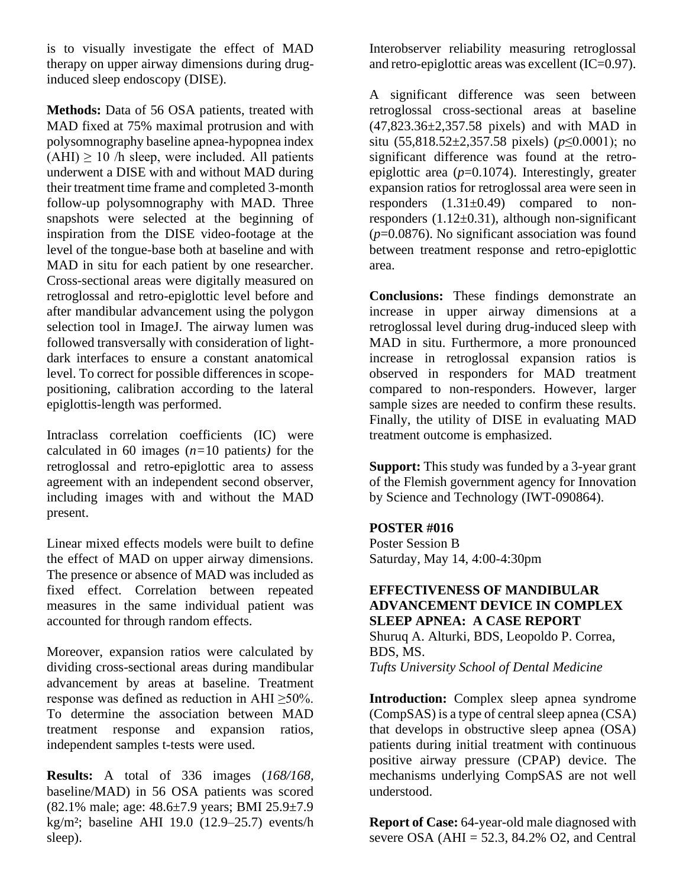is to visually investigate the effect of MAD therapy on upper airway dimensions during drug-induced sleep endoscopy (DISE).

**Methods:** Data of 56 OSA patients, treated with MAD fixed at 75% maximal protrusion and with polysomnography baseline apnea-hypopnea index (AHI) $\geq$ 10 /h sleep, were included. All patients underwent a DISE with and without MAD during their treatment time frame and completed 3-month follow-up polysomnography with MAD. Three snapshots were selected at the beginning of inspiration from the DISE video-footage at the level of the tongue-base both at baseline and with MAD in situ for each patient by one researcher. Cross-sectional areas were digitally measured on retroglossal and retro-epiglottic level before and after mandibular advancement using the polygon selection tool in ImageJ. The airway lumen was followed transversally with consideration of light-dark interfaces to ensure a constant anatomical level. To correct for possible differences in scope-positioning, calibration according to the lateral epiglottis-length was performed.

Intraclass correlation coefficients (IC) were calculated in 60 images (*n=*10 patient*s)* for the retroglossal and retro-epiglottic area to assess agreement with an independent second observer, including images with and without the MAD present.

Linear mixed effects models were built to define the effect of MAD on upper airway dimensions. The presence or absence of MAD was included as fixed effect. Correlation between repeated measures in the same individual patient was accounted for through random effects.

Moreover, expansion ratios were calculated by dividing cross-sectional areas during mandibular advancement by areas at baseline. Treatment response was defined as reduction in AHI ≥50%. To determine the association between MAD treatment response and expansion ratios, independent samples t-tests were used.

**Results:** A total of 336 images (*168/168,* baseline/MAD) in 56 OSA patients was scored (82.1% male; age: 48.6±7.9 years; BMI 25.9±7.9 kg/m²; baseline AHI 19.0 (12.9–25.7) events/h sleep).

Interobserver reliability measuring retroglossal and retro-epiglottic areas was excellent (IC=0.97).

A significant difference was seen between retroglossal cross-sectional areas at baseline (47,823.36±2,357.58 pixels) and with MAD in situ (55,818.52±2,357.58 pixels) ($p \leq 0.0001$); no significant difference was found at the retro-epiglottic area ($p=0.1074$). Interestingly, greater expansion ratios for retroglossal area were seen in responders (1.31±0.49) compared to non-responders (1.12±0.31), although non-significant ($p=0.0876$). No significant association was found between treatment response and retro-epiglottic area.

**Conclusions:** These findings demonstrate an increase in upper airway dimensions at a retroglossal level during drug-induced sleep with MAD in situ. Furthermore, a more pronounced increase in retroglossal expansion ratios is observed in responders for MAD treatment compared to non-responders. However, larger sample sizes are needed to confirm these results. Finally, the utility of DISE in evaluating MAD treatment outcome is emphasized.

**Support:** This study was funded by a 3-year grant of the Flemish government agency for Innovation by Science and Technology (IWT-090864).

**POSTER #016**
Poster Session B
Saturday, May 14, 4:00-4:30pm

**EFFECTIVENESS OF MANDIBULAR ADVANCEMENT DEVICE IN COMPLEX SLEEP APNEA: A CASE REPORT**
Shuruq A. Alturki, BDS, Leopoldo P. Correa, BDS, MS.
*Tufts University School of Dental Medicine*

**Introduction:** Complex sleep apnea syndrome (CompSAS) is a type of central sleep apnea (CSA) that develops in obstructive sleep apnea (OSA) patients during initial treatment with continuous positive airway pressure (CPAP) device. The mechanisms underlying CompSAS are not well understood.

**Report of Case:** 64-year-old male diagnosed with severe OSA (AHI = 52.3, 84.2% O2, and Central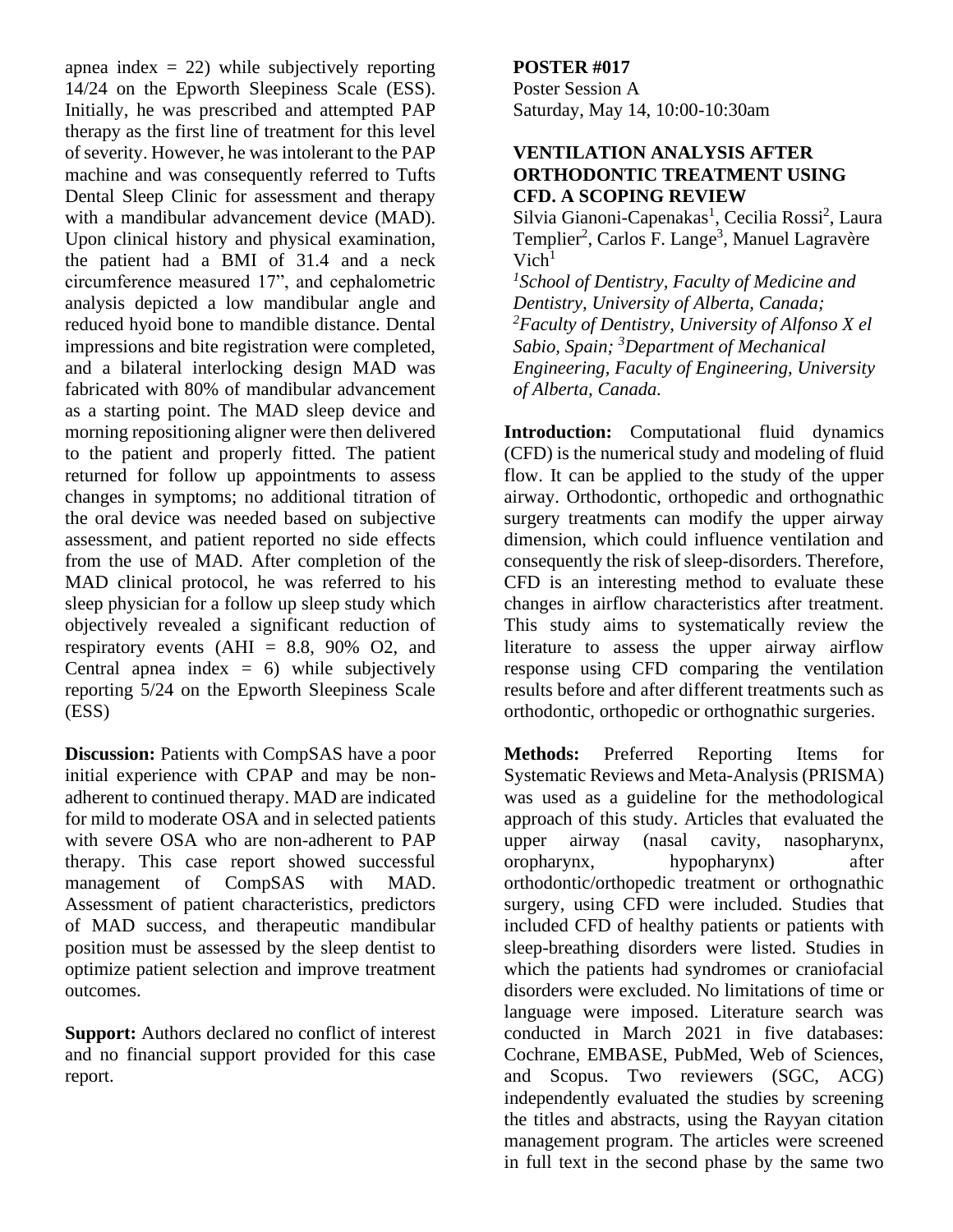apnea index = 22) while subjectively reporting 14/24 on the Epworth Sleepiness Scale (ESS). Initially, he was prescribed and attempted PAP therapy as the first line of treatment for this level of severity. However, he was intolerant to the PAP machine and was consequently referred to Tufts Dental Sleep Clinic for assessment and therapy with a mandibular advancement device (MAD). Upon clinical history and physical examination, the patient had a BMI of 31.4 and a neck circumference measured 17", and cephalometric analysis depicted a low mandibular angle and reduced hyoid bone to mandible distance. Dental impressions and bite registration were completed, and a bilateral interlocking design MAD was fabricated with 80% of mandibular advancement as a starting point. The MAD sleep device and morning repositioning aligner were then delivered to the patient and properly fitted. The patient returned for follow up appointments to assess changes in symptoms; no additional titration of the oral device was needed based on subjective assessment, and patient reported no side effects from the use of MAD. After completion of the MAD clinical protocol, he was referred to his sleep physician for a follow up sleep study which objectively revealed a significant reduction of respiratory events (AHI = 8.8, 90% O2, and Central apnea index = 6) while subjectively reporting 5/24 on the Epworth Sleepiness Scale (ESS)

**Discussion:** Patients with CompSAS have a poor initial experience with CPAP and may be non-adherent to continued therapy. MAD are indicated for mild to moderate OSA and in selected patients with severe OSA who are non-adherent to PAP therapy. This case report showed successful management of CompSAS with MAD. Assessment of patient characteristics, predictors of MAD success, and therapeutic mandibular position must be assessed by the sleep dentist to optimize patient selection and improve treatment outcomes.

**Support:** Authors declared no conflict of interest and no financial support provided for this case report.

**POSTER #017**
Poster Session A
Saturday, May 14, 10:00-10:30am

### VENTILATION ANALYSIS AFTER ORTHODONTIC TREATMENT USING CFD. A SCOPING REVIEW

Silvia Gianoni-Capenakas[1], Cecilia Rossi[2], Laura Templier[2], Carlos F. Lange[3], Manuel Lagravère Vich[1]

*[1]School of Dentistry, Faculty of Medicine and Dentistry, University of Alberta, Canada; [2]Faculty of Dentistry, University of Alfonso X el Sabio, Spain; [3]Department of Mechanical Engineering, Faculty of Engineering, University of Alberta, Canada.*

**Introduction:** Computational fluid dynamics (CFD) is the numerical study and modeling of fluid flow. It can be applied to the study of the upper airway. Orthodontic, orthopedic and orthognathic surgery treatments can modify the upper airway dimension, which could influence ventilation and consequently the risk of sleep-disorders. Therefore, CFD is an interesting method to evaluate these changes in airflow characteristics after treatment. This study aims to systematically review the literature to assess the upper airway airflow response using CFD comparing the ventilation results before and after different treatments such as orthodontic, orthopedic or orthognathic surgeries.

**Methods:** Preferred Reporting Items for Systematic Reviews and Meta-Analysis (PRISMA) was used as a guideline for the methodological approach of this study. Articles that evaluated the upper airway (nasal cavity, nasopharynx, oropharynx, hypopharynx) after orthodontic/orthopedic treatment or orthognathic surgery, using CFD were included. Studies that included CFD of healthy patients or patients with sleep-breathing disorders were listed. Studies in which the patients had syndromes or craniofacial disorders were excluded. No limitations of time or language were imposed. Literature search was conducted in March 2021 in five databases: Cochrane, EMBASE, PubMed, Web of Sciences, and Scopus. Two reviewers (SGC, ACG) independently evaluated the studies by screening the titles and abstracts, using the Rayyan citation management program. The articles were screened in full text in the second phase by the same two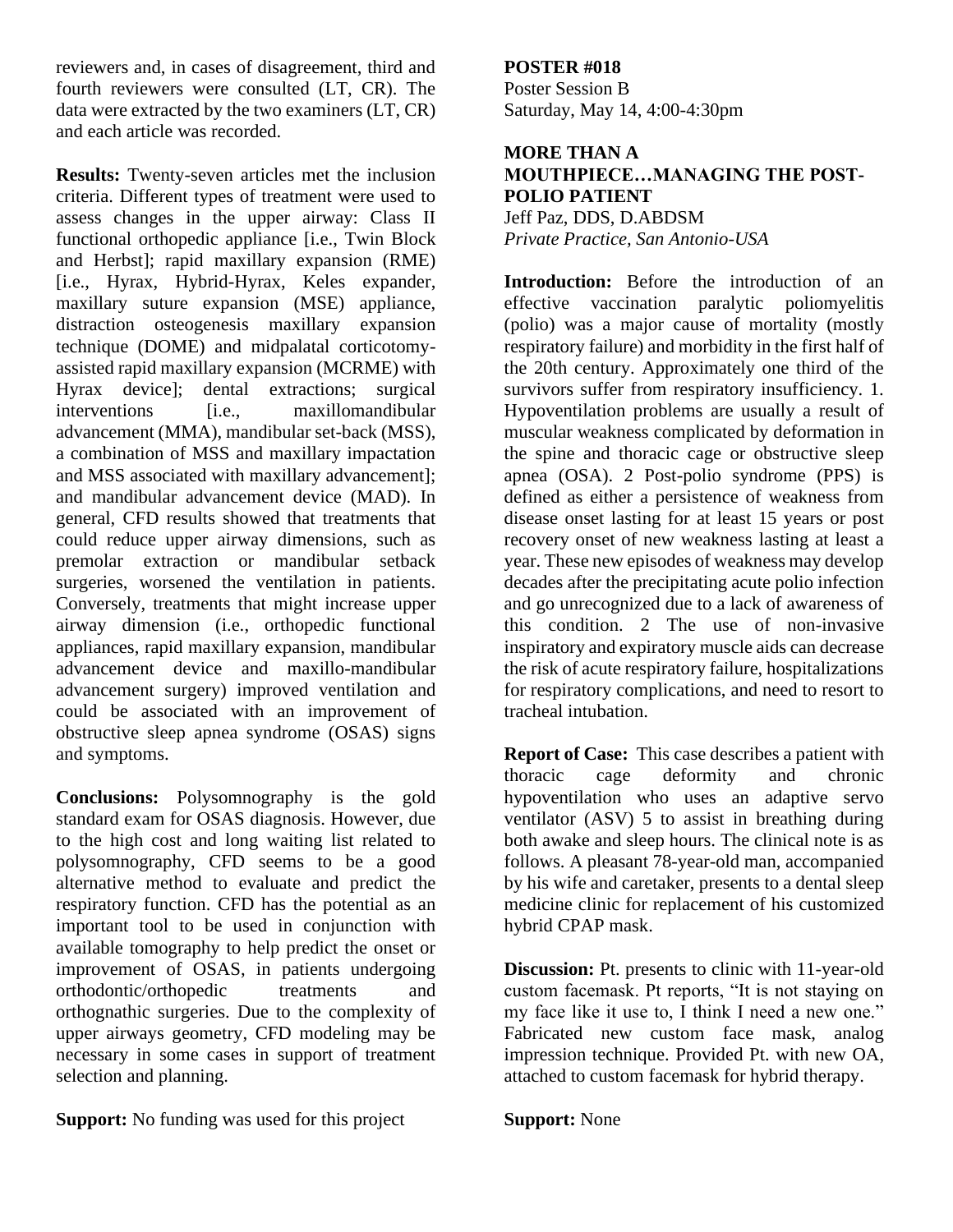reviewers and, in cases of disagreement, third and fourth reviewers were consulted (LT, CR). The data were extracted by the two examiners (LT, CR) and each article was recorded.

**Results:** Twenty-seven articles met the inclusion criteria. Different types of treatment were used to assess changes in the upper airway: Class II functional orthopedic appliance [i.e., Twin Block and Herbst]; rapid maxillary expansion (RME) [i.e., Hyrax, Hybrid-Hyrax, Keles expander, maxillary suture expansion (MSE) appliance, distraction osteogenesis maxillary expansion technique (DOME) and midpalatal corticotomy-assisted rapid maxillary expansion (MCRME) with Hyrax device]; dental extractions; surgical interventions [i.e., maxillomandibular advancement (MMA), mandibular set-back (MSS), a combination of MSS and maxillary impactation and MSS associated with maxillary advancement]; and mandibular advancement device (MAD). In general, CFD results showed that treatments that could reduce upper airway dimensions, such as premolar extraction or mandibular setback surgeries, worsened the ventilation in patients. Conversely, treatments that might increase upper airway dimension (i.e., orthopedic functional appliances, rapid maxillary expansion, mandibular advancement device and maxillo-mandibular advancement surgery) improved ventilation and could be associated with an improvement of obstructive sleep apnea syndrome (OSAS) signs and symptoms.

**Conclusions:** Polysomnography is the gold standard exam for OSAS diagnosis. However, due to the high cost and long waiting list related to polysomnography, CFD seems to be a good alternative method to evaluate and predict the respiratory function. CFD has the potential as an important tool to be used in conjunction with available tomography to help predict the onset or improvement of OSAS, in patients undergoing orthodontic/orthopedic treatments and orthognathic surgeries. Due to the complexity of upper airways geometry, CFD modeling may be necessary in some cases in support of treatment selection and planning.

**Support:** No funding was used for this project

**POSTER #018**
Poster Session B
Saturday, May 14, 4:00-4:30pm

## MORE THAN A MOUTHPIECE…MANAGING THE POST-POLIO PATIENT

Jeff Paz, DDS, D.ABDSM
*Private Practice, San Antonio-USA*

**Introduction:** Before the introduction of an effective vaccination paralytic poliomyelitis (polio) was a major cause of mortality (mostly respiratory failure) and morbidity in the first half of the 20th century. Approximately one third of the survivors suffer from respiratory insufficiency. 1. Hypoventilation problems are usually a result of muscular weakness complicated by deformation in the spine and thoracic cage or obstructive sleep apnea (OSA). 2 Post-polio syndrome (PPS) is defined as either a persistence of weakness from disease onset lasting for at least 15 years or post recovery onset of new weakness lasting at least a year. These new episodes of weakness may develop decades after the precipitating acute polio infection and go unrecognized due to a lack of awareness of this condition. 2 The use of non-invasive inspiratory and expiratory muscle aids can decrease the risk of acute respiratory failure, hospitalizations for respiratory complications, and need to resort to tracheal intubation.

**Report of Case:** This case describes a patient with thoracic cage deformity and chronic hypoventilation who uses an adaptive servo ventilator (ASV) 5 to assist in breathing during both awake and sleep hours. The clinical note is as follows. A pleasant 78-year-old man, accompanied by his wife and caretaker, presents to a dental sleep medicine clinic for replacement of his customized hybrid CPAP mask.

**Discussion:** Pt. presents to clinic with 11-year-old custom facemask. Pt reports, “It is not staying on my face like it use to, I think I need a new one.” Fabricated new custom face mask, analog impression technique. Provided Pt. with new OA, attached to custom facemask for hybrid therapy.

**Support:** None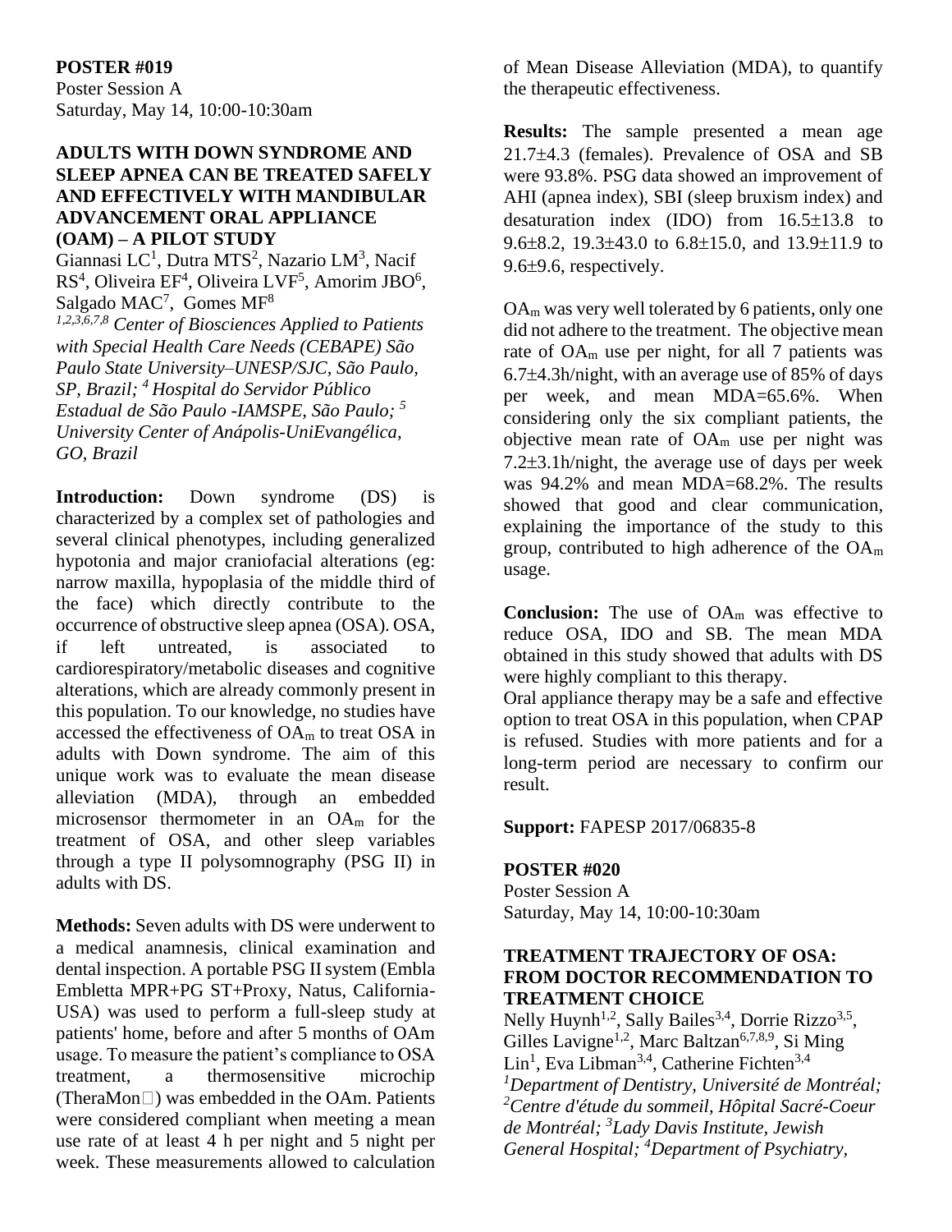**POSTER #019**
Poster Session A
Saturday, May 14, 10:00-10:30am

### ADULTS WITH DOWN SYNDROME AND SLEEP APNEA CAN BE TREATED SAFELY AND EFFECTIVELY WITH MANDIBULAR ADVANCEMENT ORAL APPLIANCE (OAM) – A PILOT STUDY

Giannasi LC[1], Dutra MTS[2], Nazario LM[3], Nacif RS[4], Oliveira EF[4], Oliveira LVF[5], Amorim JBO[6], Salgado MAC[7], Gomes MF[8]

*[1,2,3,6,7,8] Center of Biosciences Applied to Patients with Special Health Care Needs (CEBAPE) São Paulo State University–UNESP/SJC, São Paulo, SP, Brazil; [4] Hospital do Servidor Público Estadual de São Paulo -IAMSPE, São Paulo; [5] University Center of Anápolis-UniEvangélica, GO, Brazil*

**Introduction:** Down syndrome (DS) is characterized by a complex set of pathologies and several clinical phenotypes, including generalized hypotonia and major craniofacial alterations (eg: narrow maxilla, hypoplasia of the middle third of the face) which directly contribute to the occurrence of obstructive sleep apnea (OSA). OSA, if left untreated, is associated to cardiorespiratory/metabolic diseases and cognitive alterations, which are already commonly present in this population. To our knowledge, no studies have accessed the effectiveness of $OA_m$ to treat OSA in adults with Down syndrome. The aim of this unique work was to evaluate the mean disease alleviation (MDA), through an embedded microsensor thermometer in an $OA_m$ for the treatment of OSA, and other sleep variables through a type II polysomnography (PSG II) in adults with DS.

**Methods:** Seven adults with DS were underwent to a medical anamnesis, clinical examination and dental inspection. A portable PSG II system (Embla Embletta MPR+PG ST+Proxy, Natus, California-USA) was used to perform a full-sleep study at patients' home, before and after 5 months of OAm usage. To measure the patient's compliance to OSA treatment, a thermosensitive microchip (TheraMon□) was embedded in the OAm. Patients were considered compliant when meeting a mean use rate of at least 4 h per night and 5 night per week. These measurements allowed to calculation of Mean Disease Alleviation (MDA), to quantify the therapeutic effectiveness.

**Results:** The sample presented a mean age 21.7±4.3 (females). Prevalence of OSA and SB were 93.8%. PSG data showed an improvement of AHI (apnea index), SBI (sleep bruxism index) and desaturation index (IDO) from 16.5±13.8 to 9.6±8.2, 19.3±43.0 to 6.8±15.0, and 13.9±11.9 to 9.6±9.6, respectively.

$OA_m$ was very well tolerated by 6 patients, only one did not adhere to the treatment. The objective mean rate of $OA_m$ use per night, for all 7 patients was 6.7±4.3h/night, with an average use of 85% of days per week, and mean MDA=65.6%. When considering only the six compliant patients, the objective mean rate of $OA_m$ use per night was 7.2±3.1h/night, the average use of days per week was 94.2% and mean MDA=68.2%. The results showed that good and clear communication, explaining the importance of the study to this group, contributed to high adherence of the $OA_m$ usage.

**Conclusion:** The use of $OA_m$ was effective to reduce OSA, IDO and SB. The mean MDA obtained in this study showed that adults with DS were highly compliant to this therapy.
Oral appliance therapy may be a safe and effective option to treat OSA in this population, when CPAP is refused. Studies with more patients and for a long-term period are necessary to confirm our result.

**Support:** FAPESP 2017/06835-8

**POSTER #020**
Poster Session A
Saturday, May 14, 10:00-10:30am

### TREATMENT TRAJECTORY OF OSA: FROM DOCTOR RECOMMENDATION TO TREATMENT CHOICE

Nelly Huynh[1,2], Sally Bailes[3,4], Dorrie Rizzo[3,5], Gilles Lavigne[1,2], Marc Baltzan[6,7,8,9], Si Ming Lin[1], Eva Libman[3,4], Catherine Fichten[3,4]

*[1]Department of Dentistry, Université de Montréal; [2]Centre d'étude du sommeil, Hôpital Sacré-Coeur de Montréal; [3]Lady Davis Institute, Jewish General Hospital; [4]Department of Psychiatry,*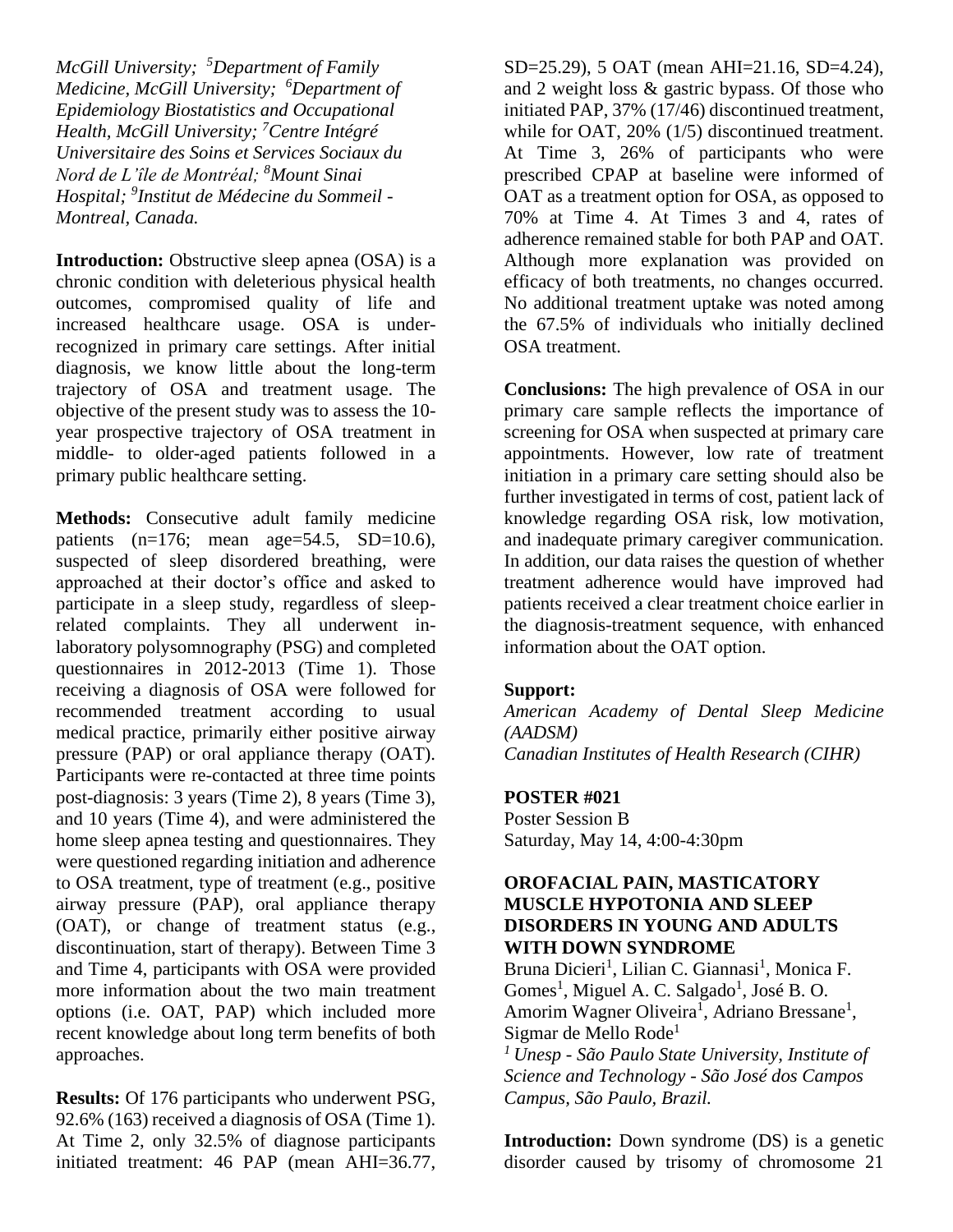*McGill University; [5]Department of Family Medicine, McGill University; [6]Department of Epidemiology Biostatistics and Occupational Health, McGill University; [7]Centre Intégré Universitaire des Soins et Services Sociaux du Nord de L'île de Montréal; [8]Mount Sinai Hospital; [9]Institut de Médecine du Sommeil - Montreal, Canada.*

**Introduction:** Obstructive sleep apnea (OSA) is a chronic condition with deleterious physical health outcomes, compromised quality of life and increased healthcare usage. OSA is under-recognized in primary care settings. After initial diagnosis, we know little about the long-term trajectory of OSA and treatment usage. The objective of the present study was to assess the 10-year prospective trajectory of OSA treatment in middle- to older-aged patients followed in a primary public healthcare setting.

**Methods:** Consecutive adult family medicine patients (n=176; mean age=54.5, SD=10.6), suspected of sleep disordered breathing, were approached at their doctor's office and asked to participate in a sleep study, regardless of sleep-related complaints. They all underwent in-laboratory polysomnography (PSG) and completed questionnaires in 2012-2013 (Time 1). Those receiving a diagnosis of OSA were followed for recommended treatment according to usual medical practice, primarily either positive airway pressure (PAP) or oral appliance therapy (OAT). Participants were re-contacted at three time points post-diagnosis: 3 years (Time 2), 8 years (Time 3), and 10 years (Time 4), and were administered the home sleep apnea testing and questionnaires. They were questioned regarding initiation and adherence to OSA treatment, type of treatment (e.g., positive airway pressure (PAP), oral appliance therapy (OAT), or change of treatment status (e.g., discontinuation, start of therapy). Between Time 3 and Time 4, participants with OSA were provided more information about the two main treatment options (i.e. OAT, PAP) which included more recent knowledge about long term benefits of both approaches.

**Results:** Of 176 participants who underwent PSG, 92.6% (163) received a diagnosis of OSA (Time 1). At Time 2, only 32.5% of diagnose participants initiated treatment: 46 PAP (mean AHI=36.77, SD=25.29), 5 OAT (mean AHI=21.16, SD=4.24), and 2 weight loss & gastric bypass. Of those who initiated PAP, 37% (17/46) discontinued treatment, while for OAT, 20% (1/5) discontinued treatment. At Time 3, 26% of participants who were prescribed CPAP at baseline were informed of OAT as a treatment option for OSA, as opposed to 70% at Time 4. At Times 3 and 4, rates of adherence remained stable for both PAP and OAT. Although more explanation was provided on efficacy of both treatments, no changes occurred. No additional treatment uptake was noted among the 67.5% of individuals who initially declined OSA treatment.

**Conclusions:** The high prevalence of OSA in our primary care sample reflects the importance of screening for OSA when suspected at primary care appointments. However, low rate of treatment initiation in a primary care setting should also be further investigated in terms of cost, patient lack of knowledge regarding OSA risk, low motivation, and inadequate primary caregiver communication. In addition, our data raises the question of whether treatment adherence would have improved had patients received a clear treatment choice earlier in the diagnosis-treatment sequence, with enhanced information about the OAT option.

**Support:**
*American Academy of Dental Sleep Medicine (AADSM)*
*Canadian Institutes of Health Research (CIHR)*

**POSTER #021**
Poster Session B
Saturday, May 14, 4:00-4:30pm

## OROFACIAL PAIN, MASTICATORY MUSCLE HYPOTONIA AND SLEEP DISORDERS IN YOUNG AND ADULTS WITH DOWN SYNDROME

Bruna Dicieri[1], Lilian C. Giannasi[1], Monica F. Gomes[1], Miguel A. C. Salgado[1], José B. O. Amorim Wagner Oliveira[1], Adriano Bressane[1], Sigmar de Mello Rode[1]

*[1] Unesp - São Paulo State University, Institute of Science and Technology - São José dos Campos Campus, São Paulo, Brazil.*

**Introduction:** Down syndrome (DS) is a genetic disorder caused by trisomy of chromosome 21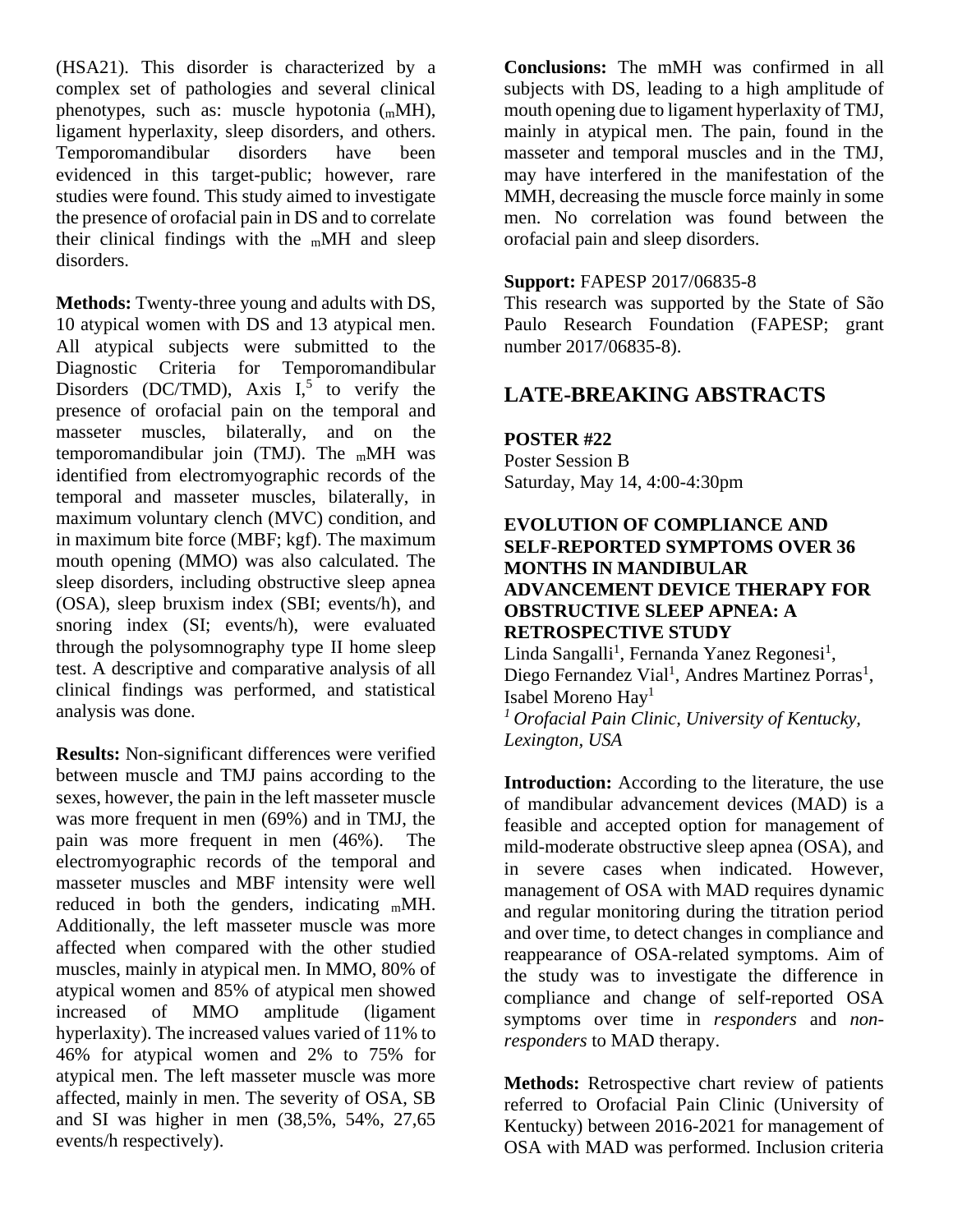(HSA21). This disorder is characterized by a complex set of pathologies and several clinical phenotypes, such as: muscle hypotonia ($_m$MH), ligament hyperlaxity, sleep disorders, and others. Temporomandibular disorders have been evidenced in this target-public; however, rare studies were found. This study aimed to investigate the presence of orofacial pain in DS and to correlate their clinical findings with the $_m$MH and sleep disorders.

**Methods:** Twenty-three young and adults with DS, 10 atypical women with DS and 13 atypical men. All atypical subjects were submitted to the Diagnostic Criteria for Temporomandibular Disorders (DC/TMD), Axis I,[5] to verify the presence of orofacial pain on the temporal and masseter muscles, bilaterally, and on the temporomandibular join (TMJ). The $_m$MH was identified from electromyographic records of the temporal and masseter muscles, bilaterally, in maximum voluntary clench (MVC) condition, and in maximum bite force (MBF; kgf). The maximum mouth opening (MMO) was also calculated. The sleep disorders, including obstructive sleep apnea (OSA), sleep bruxism index (SBI; events/h), and snoring index (SI; events/h), were evaluated through the polysomnography type II home sleep test. A descriptive and comparative analysis of all clinical findings was performed, and statistical analysis was done.

**Results:** Non-significant differences were verified between muscle and TMJ pains according to the sexes, however, the pain in the left masseter muscle was more frequent in men (69%) and in TMJ, the pain was more frequent in men (46%). The electromyographic records of the temporal and masseter muscles and MBF intensity were well reduced in both the genders, indicating $_m$MH. Additionally, the left masseter muscle was more affected when compared with the other studied muscles, mainly in atypical men. In MMO, 80% of atypical women and 85% of atypical men showed increased of MMO amplitude (ligament hyperlaxity). The increased values varied of 11% to 46% for atypical women and 2% to 75% for atypical men. The left masseter muscle was more affected, mainly in men. The severity of OSA, SB and SI was higher in men (38,5%, 54%, 27,65 events/h respectively).

**Conclusions:** The mMH was confirmed in all subjects with DS, leading to a high amplitude of mouth opening due to ligament hyperlaxity of TMJ, mainly in atypical men. The pain, found in the masseter and temporal muscles and in the TMJ, may have interfered in the manifestation of the MMH, decreasing the muscle force mainly in some men. No correlation was found between the orofacial pain and sleep disorders.

**Support:** FAPESP 2017/06835-8
This research was supported by the State of São Paulo Research Foundation (FAPESP; grant number 2017/06835-8).

## LATE-BREAKING ABSTRACTS

**POSTER #22**
Poster Session B
Saturday, May 14, 4:00-4:30pm

### EVOLUTION OF COMPLIANCE AND SELF-REPORTED SYMPTOMS OVER 36 MONTHS IN MANDIBULAR ADVANCEMENT DEVICE THERAPY FOR OBSTRUCTIVE SLEEP APNEA: A RETROSPECTIVE STUDY

Linda Sangalli[1], Fernanda Yanez Regonesi[1], Diego Fernandez Vial[1], Andres Martinez Porras[1], Isabel Moreno Hay[1]

[1] *Orofacial Pain Clinic, University of Kentucky, Lexington, USA*

**Introduction:** According to the literature, the use of mandibular advancement devices (MAD) is a feasible and accepted option for management of mild-moderate obstructive sleep apnea (OSA), and in severe cases when indicated. However, management of OSA with MAD requires dynamic and regular monitoring during the titration period and over time, to detect changes in compliance and reappearance of OSA-related symptoms. Aim of the study was to investigate the difference in compliance and change of self-reported OSA symptoms over time in *responders* and *non-responders* to MAD therapy.

**Methods:** Retrospective chart review of patients referred to Orofacial Pain Clinic (University of Kentucky) between 2016-2021 for management of OSA with MAD was performed. Inclusion criteria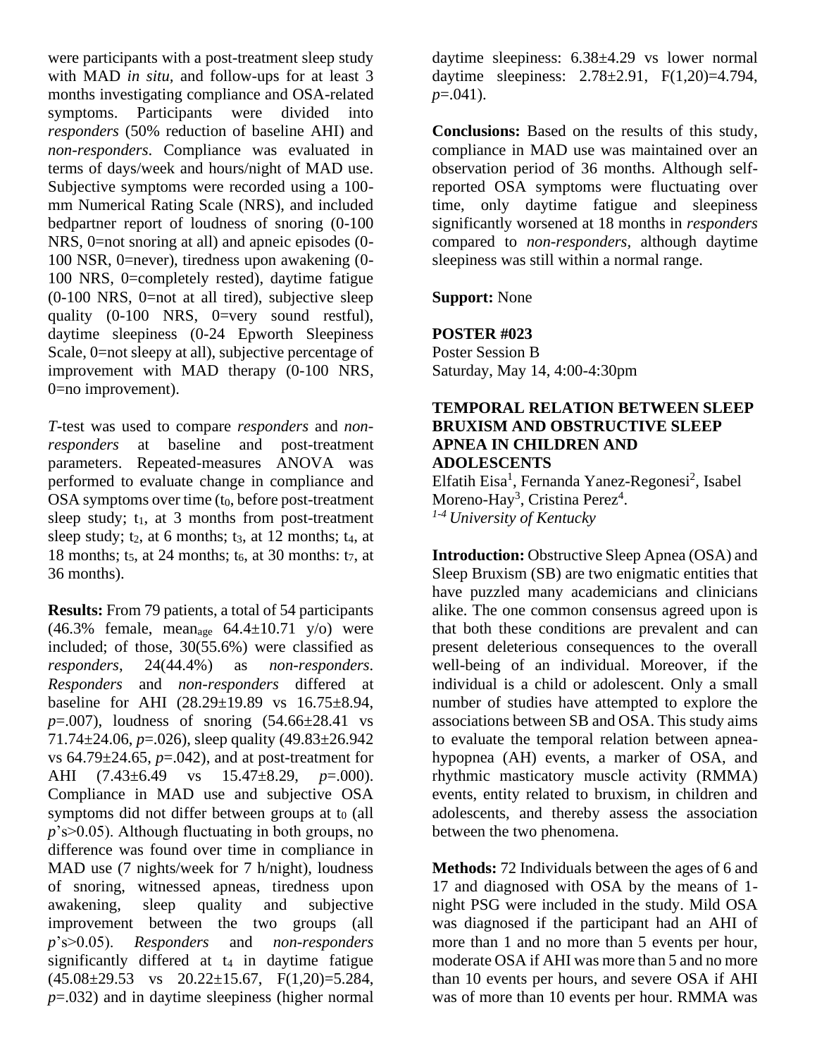were participants with a post-treatment sleep study with MAD *in situ,* and follow-ups for at least 3 months investigating compliance and OSA-related symptoms. Participants were divided into *responders* (50% reduction of baseline AHI) and *non-responders*. Compliance was evaluated in terms of days/week and hours/night of MAD use. Subjective symptoms were recorded using a 100-mm Numerical Rating Scale (NRS), and included bedpartner report of loudness of snoring (0-100 NRS, 0=not snoring at all) and apneic episodes (0-100 NSR, 0=never), tiredness upon awakening (0-100 NRS, 0=completely rested), daytime fatigue (0-100 NRS, 0=not at all tired), subjective sleep quality (0-100 NRS, 0=very sound restful), daytime sleepiness (0-24 Epworth Sleepiness Scale, 0=not sleepy at all), subjective percentage of improvement with MAD therapy (0-100 NRS, 0=no improvement).

*T*-test was used to compare *responders* and *non-responders* at baseline and post-treatment parameters. Repeated-measures ANOVA was performed to evaluate change in compliance and OSA symptoms over time ($t_0$, before post-treatment sleep study; $t_1$, at 3 months from post-treatment sleep study; $t_2$, at 6 months; $t_3$, at 12 months; $t_4$, at 18 months; $t_5$, at 24 months; $t_6$, at 30 months: $t_7$, at 36 months).

**Results:** From 79 patients, a total of 54 participants (46.3% female, $mean_{age}$ 64.4±10.71 y/o) were included; of those, 30(55.6%) were classified as *responders*, 24(44.4%) as *non-responders*. *Responders* and *non-responders* differed at baseline for AHI (28.29±19.89 vs 16.75±8.94, *p*=.007), loudness of snoring (54.66±28.41 vs 71.74±24.06, *p*=.026), sleep quality (49.83±26.942 vs 64.79±24.65, *p*=.042), and at post-treatment for AHI (7.43±6.49 vs 15.47±8.29, *p*=.000). Compliance in MAD use and subjective OSA symptoms did not differ between groups at $t_0$ (all *p*'s>0.05). Although fluctuating in both groups, no difference was found over time in compliance in MAD use (7 nights/week for 7 h/night), loudness of snoring, witnessed apneas, tiredness upon awakening, sleep quality and subjective improvement between the two groups (all *p*'s>0.05). *Responders* and *non-responders* significantly differed at $t_4$ in daytime fatigue (45.08±29.53 vs 20.22±15.67, $F(1,20)=5.284$, *p*=.032) and in daytime sleepiness (higher normal daytime sleepiness: 6.38±4.29 vs lower normal daytime sleepiness: 2.78±2.91, $F(1,20)=4.794$, *p*=.041).

**Conclusions:** Based on the results of this study, compliance in MAD use was maintained over an observation period of 36 months. Although self-reported OSA symptoms were fluctuating over time, only daytime fatigue and sleepiness significantly worsened at 18 months in *responders* compared to *non-responders,* although daytime sleepiness was still within a normal range.

**Support:** None

**POSTER #023**
Poster Session B
Saturday, May 14, 4:00-4:30pm

### TEMPORAL RELATION BETWEEN SLEEP BRUXISM AND OBSTRUCTIVE SLEEP APNEA IN CHILDREN AND ADOLESCENTS

Elfatih Eisa[1], Fernanda Yanez-Regonesi[2], Isabel Moreno-Hay[3], Cristina Perez[4].
[1-4] *University of Kentucky*

**Introduction:** Obstructive Sleep Apnea (OSA) and Sleep Bruxism (SB) are two enigmatic entities that have puzzled many academicians and clinicians alike. The one common consensus agreed upon is that both these conditions are prevalent and can present deleterious consequences to the overall well-being of an individual. Moreover, if the individual is a child or adolescent. Only a small number of studies have attempted to explore the associations between SB and OSA. This study aims to evaluate the temporal relation between apnea-hypopnea (AH) events, a marker of OSA, and rhythmic masticatory muscle activity (RMMA) events, entity related to bruxism, in children and adolescents, and thereby assess the association between the two phenomena.

**Methods:** 72 Individuals between the ages of 6 and 17 and diagnosed with OSA by the means of 1-night PSG were included in the study. Mild OSA was diagnosed if the participant had an AHI of more than 1 and no more than 5 events per hour, moderate OSA if AHI was more than 5 and no more than 10 events per hours, and severe OSA if AHI was of more than 10 events per hour. RMMA was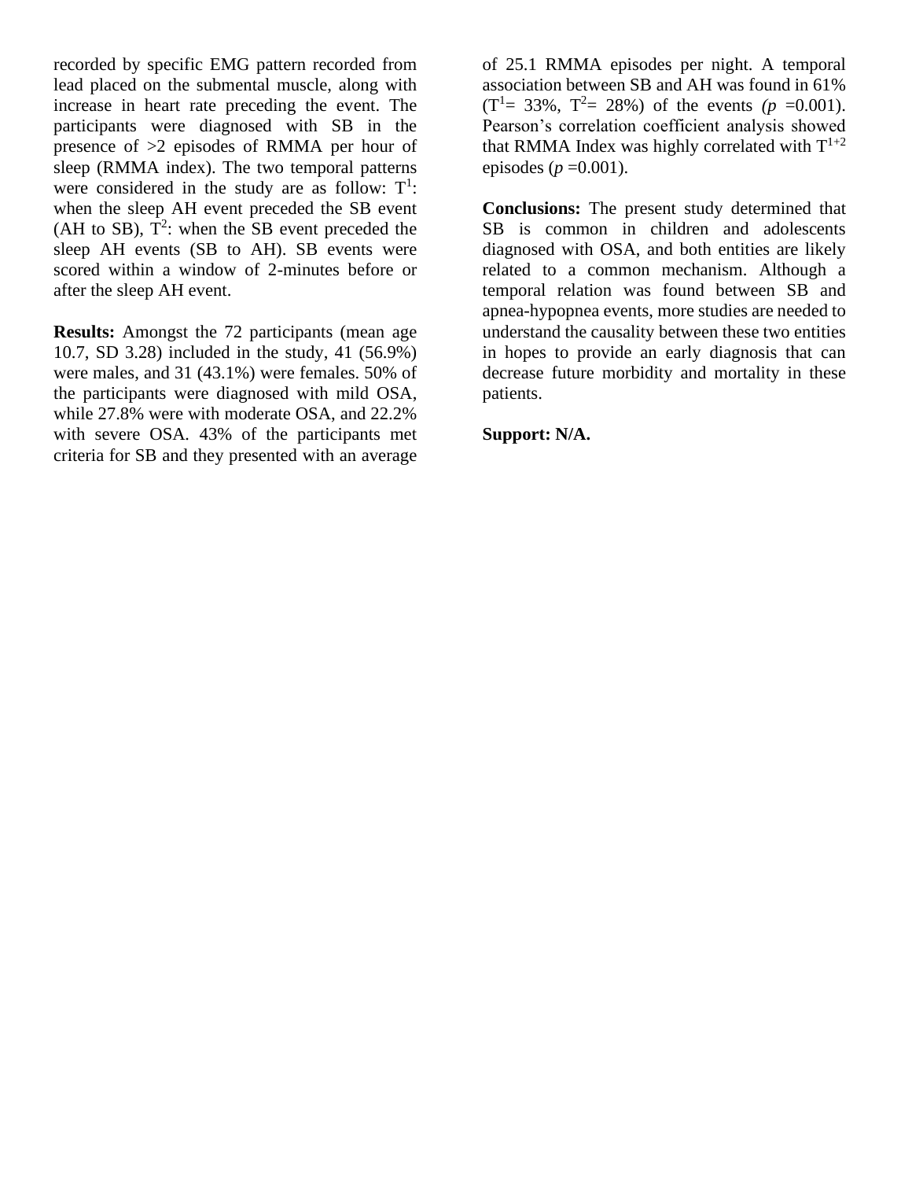recorded by specific EMG pattern recorded from lead placed on the submental muscle, along with increase in heart rate preceding the event. The participants were diagnosed with SB in the presence of >2 episodes of RMMA per hour of sleep (RMMA index). The two temporal patterns were considered in the study are as follow: $T^1$: when the sleep AH event preceded the SB event (AH to SB), $T^2$: when the SB event preceded the sleep AH events (SB to AH). SB events were scored within a window of 2-minutes before or after the sleep AH event.

**Results:** Amongst the 72 participants (mean age 10.7, SD 3.28) included in the study, 41 (56.9%) were males, and 31 (43.1%) were females. 50% of the participants were diagnosed with mild OSA, while 27.8% were with moderate OSA, and 22.2% with severe OSA. 43% of the participants met criteria for SB and they presented with an average of 25.1 RMMA episodes per night. A temporal association between SB and AH was found in 61% ($T^1$= 33%, $T^2$= 28%) of the events ($p$ =0.001). Pearson's correlation coefficient analysis showed that RMMA Index was highly correlated with $T^{1+2}$ episodes ($p$ =0.001).

**Conclusions:** The present study determined that SB is common in children and adolescents diagnosed with OSA, and both entities are likely related to a common mechanism. Although a temporal relation was found between SB and apnea-hypopnea events, more studies are needed to understand the causality between these two entities in hopes to provide an early diagnosis that can decrease future morbidity and mortality in these patients.

**Support: N/A.**